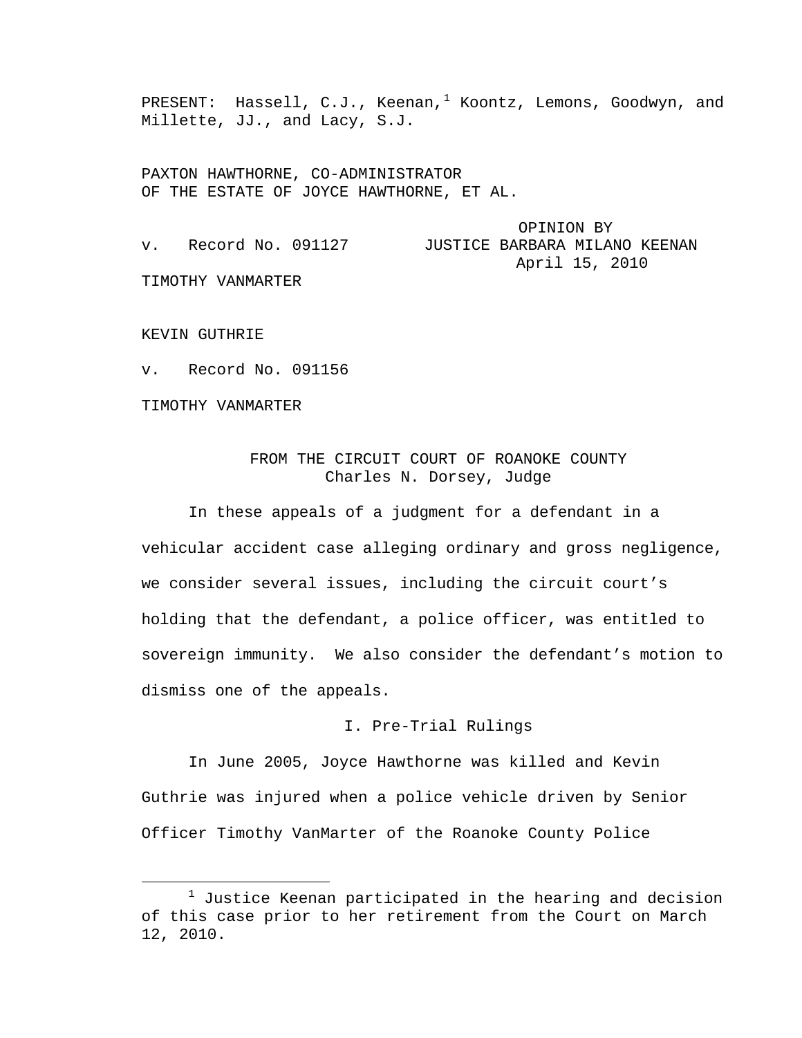PRESENT: Hassell, C.J., Keenan,[1] Koontz, Lemons, Goodwyn, and Millette, JJ., and Lacy, S.J.

PAXTON HAWTHORNE, CO-ADMINISTRATOR OF THE ESTATE OF JOYCE HAWTHORNE, ET AL.

v. Record No. 091127

OPINION BY JUSTICE BARBARA MILANO KEENAN
April 15, 2010

TIMOTHY VANMARTER

KEVIN GUTHRIE

v. Record No. 091156

TIMOTHY VANMARTER

FROM THE CIRCUIT COURT OF ROANOKE COUNTY
Charles N. Dorsey, Judge

In these appeals of a judgment for a defendant in a vehicular accident case alleging ordinary and gross negligence, we consider several issues, including the circuit court's holding that the defendant, a police officer, was entitled to sovereign immunity. We also consider the defendant's motion to dismiss one of the appeals.

## I. Pre-Trial Rulings

In June 2005, Joyce Hawthorne was killed and Kevin Guthrie was injured when a police vehicle driven by Senior Officer Timothy VanMarter of the Roanoke County Police

---

[1] Justice Keenan participated in the hearing and decision of this case prior to her retirement from the Court on March 12, 2010.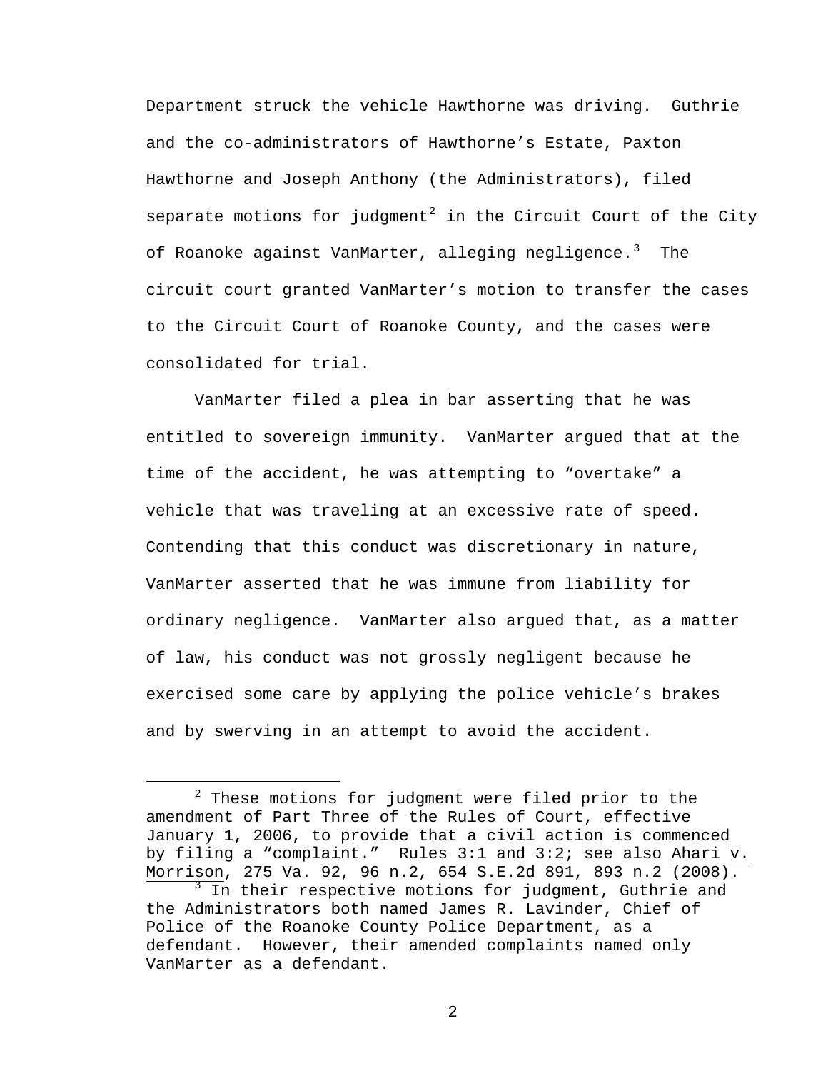Department struck the vehicle Hawthorne was driving. Guthrie and the co-administrators of Hawthorne's Estate, Paxton Hawthorne and Joseph Anthony (the Administrators), filed separate motions for judgment[2] in the Circuit Court of the City of Roanoke against VanMarter, alleging negligence.[3] The circuit court granted VanMarter's motion to transfer the cases to the Circuit Court of Roanoke County, and the cases were consolidated for trial.

VanMarter filed a plea in bar asserting that he was entitled to sovereign immunity. VanMarter argued that at the time of the accident, he was attempting to "overtake" a vehicle that was traveling at an excessive rate of speed. Contending that this conduct was discretionary in nature, VanMarter asserted that he was immune from liability for ordinary negligence. VanMarter also argued that, as a matter of law, his conduct was not grossly negligent because he exercised some care by applying the police vehicle's brakes and by swerving in an attempt to avoid the accident.

---

[2] These motions for judgment were filed prior to the amendment of Part Three of the Rules of Court, effective January 1, 2006, to provide that a civil action is commenced by filing a "complaint." Rules 3:1 and 3:2; see also Ahari v. Morrison, 275 Va. 92, 96 n.2, 654 S.E.2d 891, 893 n.2 (2008).

[3] In their respective motions for judgment, Guthrie and the Administrators both named James R. Lavinder, Chief of Police of the Roanoke County Police Department, as a defendant. However, their amended complaints named only VanMarter as a defendant.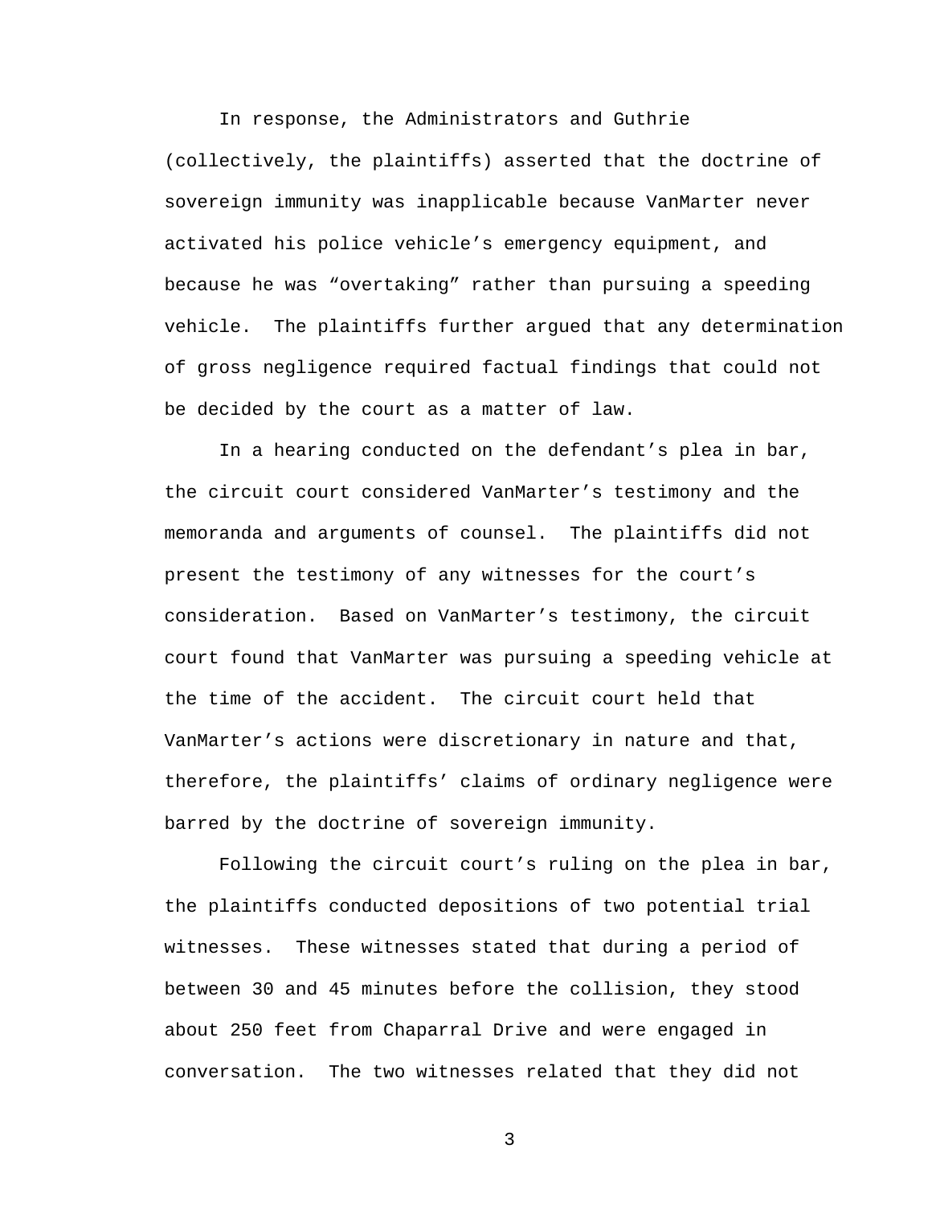In response, the Administrators and Guthrie (collectively, the plaintiffs) asserted that the doctrine of sovereign immunity was inapplicable because VanMarter never activated his police vehicle's emergency equipment, and because he was "overtaking" rather than pursuing a speeding vehicle. The plaintiffs further argued that any determination of gross negligence required factual findings that could not be decided by the court as a matter of law.

In a hearing conducted on the defendant's plea in bar, the circuit court considered VanMarter's testimony and the memoranda and arguments of counsel. The plaintiffs did not present the testimony of any witnesses for the court's consideration. Based on VanMarter's testimony, the circuit court found that VanMarter was pursuing a speeding vehicle at the time of the accident. The circuit court held that VanMarter's actions were discretionary in nature and that, therefore, the plaintiffs' claims of ordinary negligence were barred by the doctrine of sovereign immunity.

Following the circuit court's ruling on the plea in bar, the plaintiffs conducted depositions of two potential trial witnesses. These witnesses stated that during a period of between 30 and 45 minutes before the collision, they stood about 250 feet from Chaparral Drive and were engaged in conversation. The two witnesses related that they did not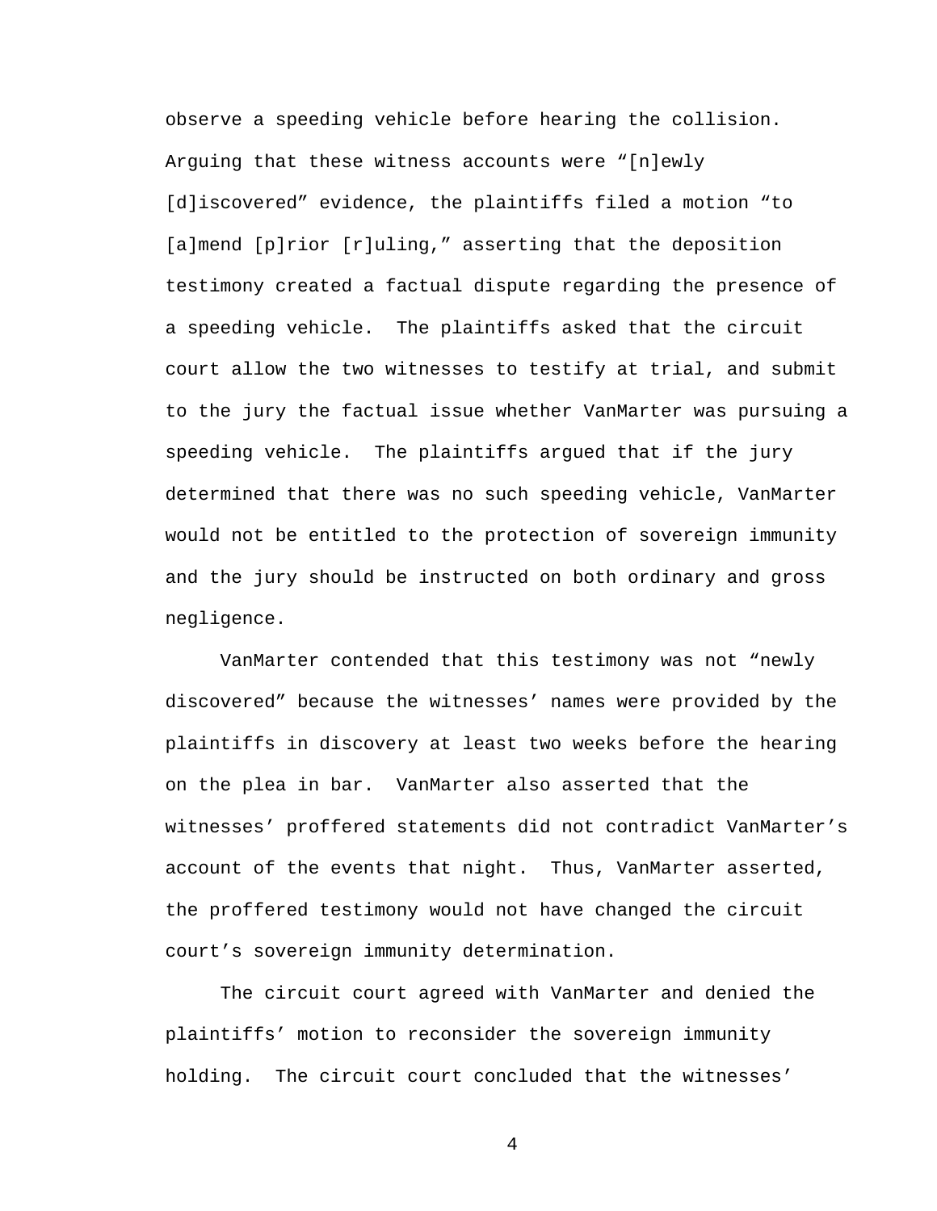observe a speeding vehicle before hearing the collision. Arguing that these witness accounts were "[n]ewly [d]iscovered" evidence, the plaintiffs filed a motion "to [a]mend [p]rior [r]uling," asserting that the deposition testimony created a factual dispute regarding the presence of a speeding vehicle. The plaintiffs asked that the circuit court allow the two witnesses to testify at trial, and submit to the jury the factual issue whether VanMarter was pursuing a speeding vehicle. The plaintiffs argued that if the jury determined that there was no such speeding vehicle, VanMarter would not be entitled to the protection of sovereign immunity and the jury should be instructed on both ordinary and gross negligence.

VanMarter contended that this testimony was not "newly discovered" because the witnesses' names were provided by the plaintiffs in discovery at least two weeks before the hearing on the plea in bar. VanMarter also asserted that the witnesses' proffered statements did not contradict VanMarter's account of the events that night. Thus, VanMarter asserted, the proffered testimony would not have changed the circuit court's sovereign immunity determination.

The circuit court agreed with VanMarter and denied the plaintiffs' motion to reconsider the sovereign immunity holding. The circuit court concluded that the witnesses'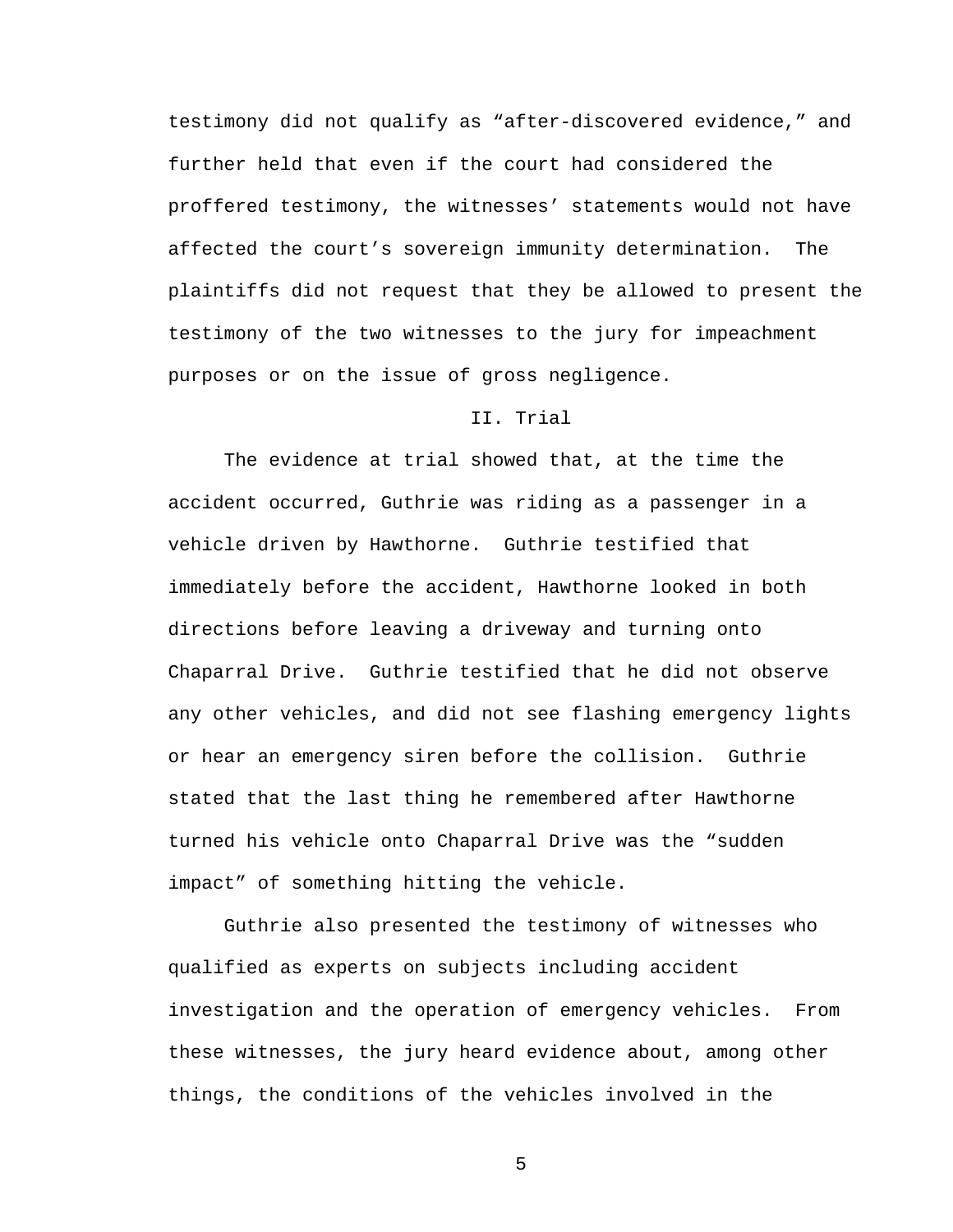testimony did not qualify as "after-discovered evidence," and further held that even if the court had considered the proffered testimony, the witnesses' statements would not have affected the court's sovereign immunity determination. The plaintiffs did not request that they be allowed to present the testimony of the two witnesses to the jury for impeachment purposes or on the issue of gross negligence.

## II. Trial

The evidence at trial showed that, at the time the accident occurred, Guthrie was riding as a passenger in a vehicle driven by Hawthorne. Guthrie testified that immediately before the accident, Hawthorne looked in both directions before leaving a driveway and turning onto Chaparral Drive. Guthrie testified that he did not observe any other vehicles, and did not see flashing emergency lights or hear an emergency siren before the collision. Guthrie stated that the last thing he remembered after Hawthorne turned his vehicle onto Chaparral Drive was the "sudden impact" of something hitting the vehicle.

Guthrie also presented the testimony of witnesses who qualified as experts on subjects including accident investigation and the operation of emergency vehicles. From these witnesses, the jury heard evidence about, among other things, the conditions of the vehicles involved in the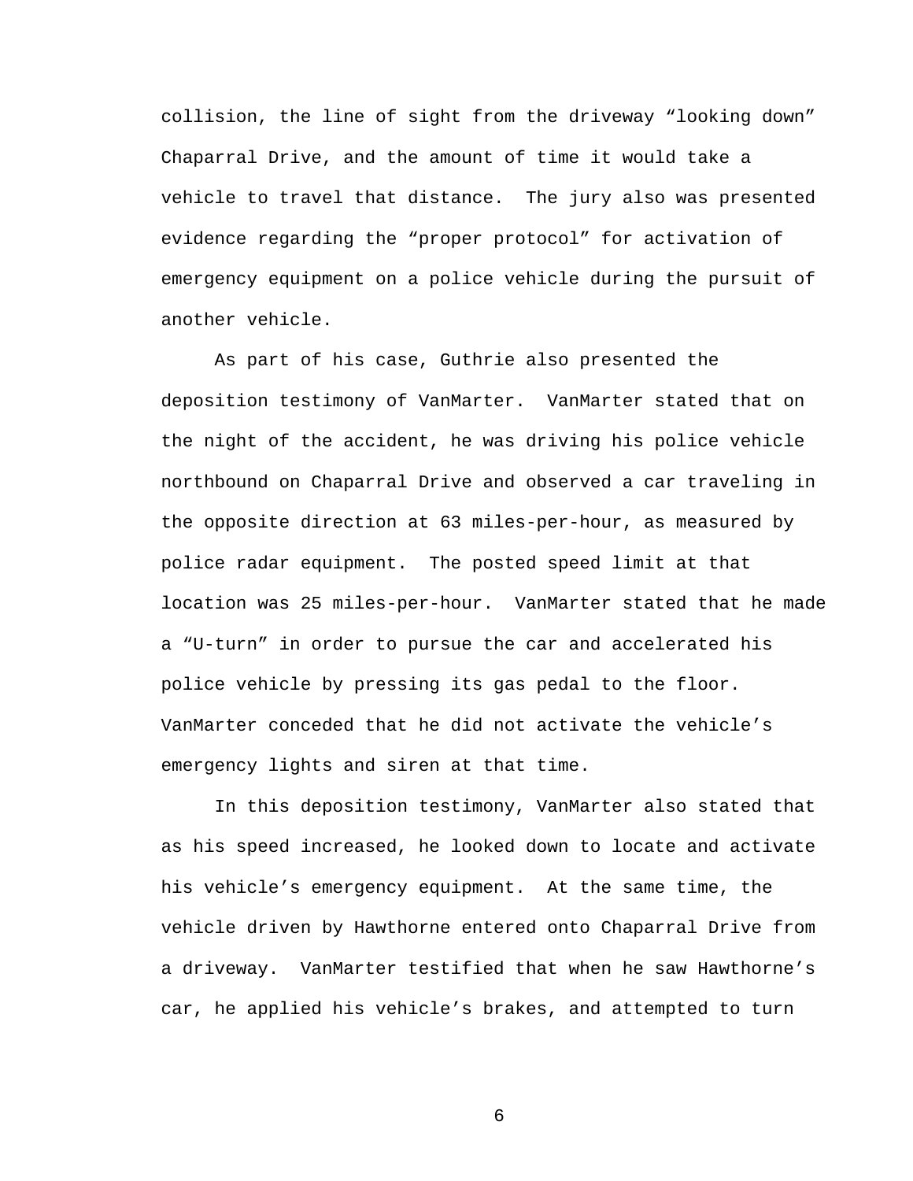collision, the line of sight from the driveway "looking down" Chaparral Drive, and the amount of time it would take a vehicle to travel that distance. The jury also was presented evidence regarding the "proper protocol" for activation of emergency equipment on a police vehicle during the pursuit of another vehicle.

As part of his case, Guthrie also presented the deposition testimony of VanMarter. VanMarter stated that on the night of the accident, he was driving his police vehicle northbound on Chaparral Drive and observed a car traveling in the opposite direction at 63 miles-per-hour, as measured by police radar equipment. The posted speed limit at that location was 25 miles-per-hour. VanMarter stated that he made a "U-turn" in order to pursue the car and accelerated his police vehicle by pressing its gas pedal to the floor. VanMarter conceded that he did not activate the vehicle's emergency lights and siren at that time.

In this deposition testimony, VanMarter also stated that as his speed increased, he looked down to locate and activate his vehicle's emergency equipment. At the same time, the vehicle driven by Hawthorne entered onto Chaparral Drive from a driveway. VanMarter testified that when he saw Hawthorne's car, he applied his vehicle's brakes, and attempted to turn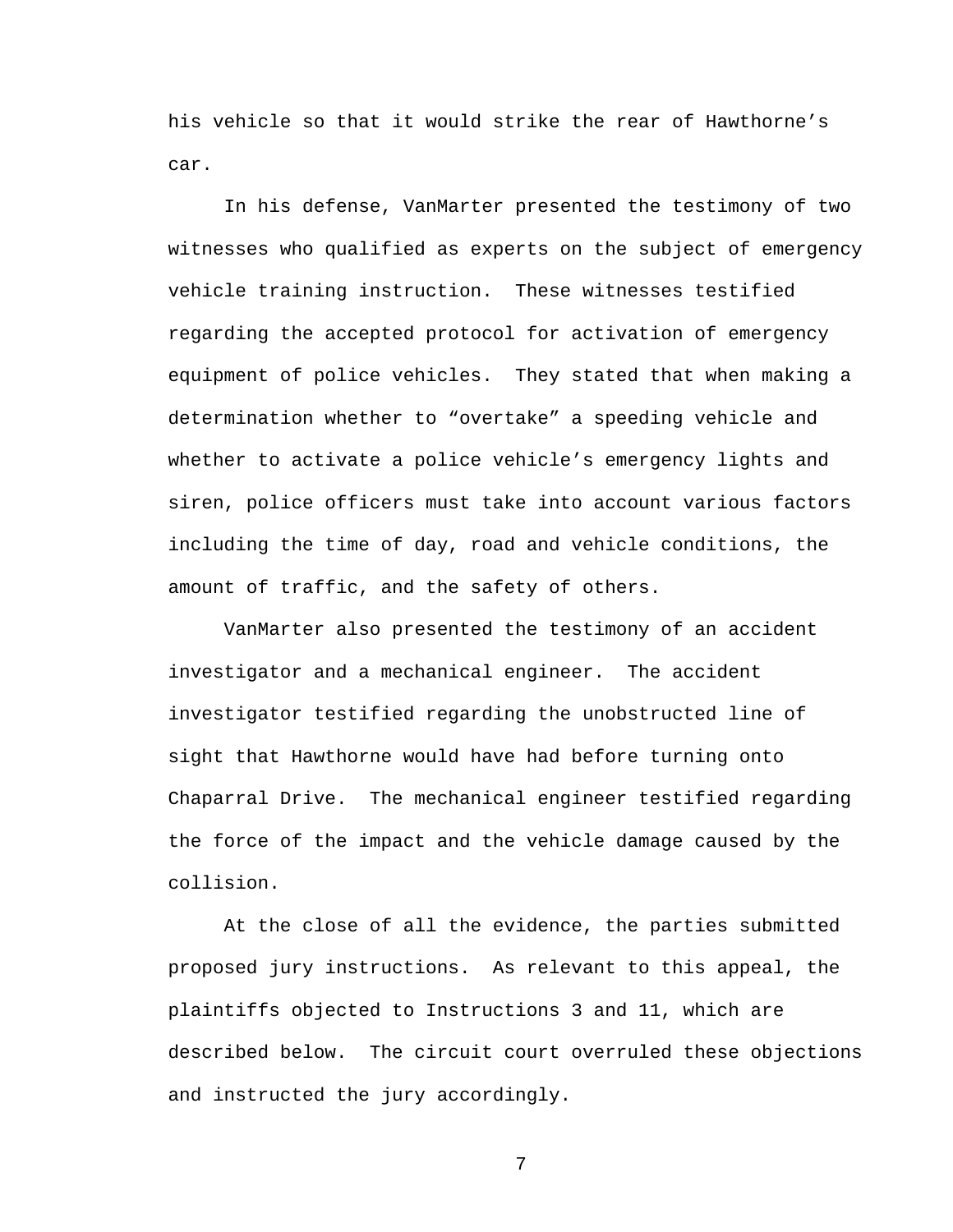his vehicle so that it would strike the rear of Hawthorne's car.

In his defense, VanMarter presented the testimony of two witnesses who qualified as experts on the subject of emergency vehicle training instruction. These witnesses testified regarding the accepted protocol for activation of emergency equipment of police vehicles. They stated that when making a determination whether to "overtake" a speeding vehicle and whether to activate a police vehicle's emergency lights and siren, police officers must take into account various factors including the time of day, road and vehicle conditions, the amount of traffic, and the safety of others.

VanMarter also presented the testimony of an accident investigator and a mechanical engineer. The accident investigator testified regarding the unobstructed line of sight that Hawthorne would have had before turning onto Chaparral Drive. The mechanical engineer testified regarding the force of the impact and the vehicle damage caused by the collision.

At the close of all the evidence, the parties submitted proposed jury instructions. As relevant to this appeal, the plaintiffs objected to Instructions 3 and 11, which are described below. The circuit court overruled these objections and instructed the jury accordingly.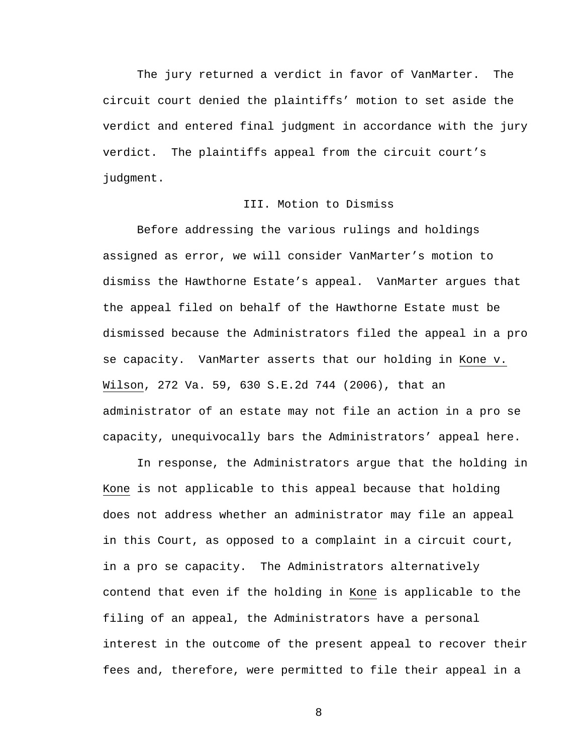The jury returned a verdict in favor of VanMarter. The circuit court denied the plaintiffs' motion to set aside the verdict and entered final judgment in accordance with the jury verdict. The plaintiffs appeal from the circuit court's judgment.

## III. Motion to Dismiss

Before addressing the various rulings and holdings assigned as error, we will consider VanMarter's motion to dismiss the Hawthorne Estate's appeal. VanMarter argues that the appeal filed on behalf of the Hawthorne Estate must be dismissed because the Administrators filed the appeal in a pro se capacity. VanMarter asserts that our holding in Kone v. Wilson, 272 Va. 59, 630 S.E.2d 744 (2006), that an administrator of an estate may not file an action in a pro se capacity, unequivocally bars the Administrators' appeal here.

In response, the Administrators argue that the holding in Kone is not applicable to this appeal because that holding does not address whether an administrator may file an appeal in this Court, as opposed to a complaint in a circuit court, in a pro se capacity. The Administrators alternatively contend that even if the holding in Kone is applicable to the filing of an appeal, the Administrators have a personal interest in the outcome of the present appeal to recover their fees and, therefore, were permitted to file their appeal in a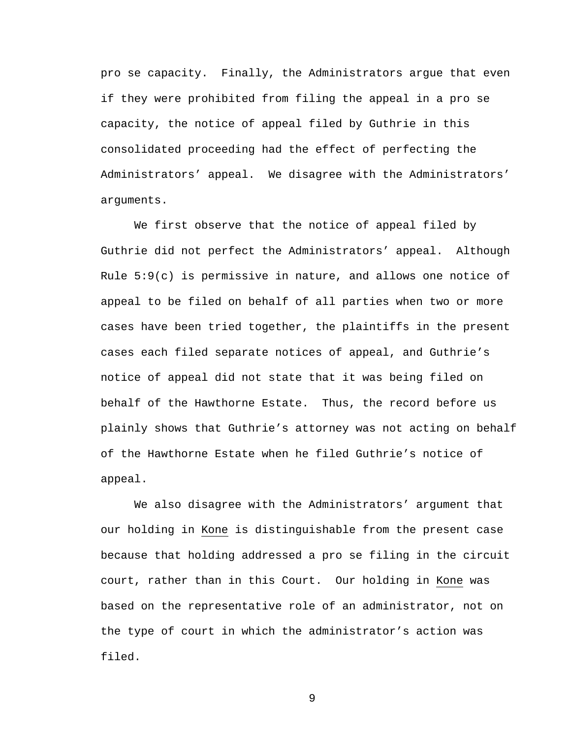pro se capacity. Finally, the Administrators argue that even if they were prohibited from filing the appeal in a pro se capacity, the notice of appeal filed by Guthrie in this consolidated proceeding had the effect of perfecting the Administrators' appeal. We disagree with the Administrators' arguments.

We first observe that the notice of appeal filed by Guthrie did not perfect the Administrators' appeal. Although Rule 5:9(c) is permissive in nature, and allows one notice of appeal to be filed on behalf of all parties when two or more cases have been tried together, the plaintiffs in the present cases each filed separate notices of appeal, and Guthrie's notice of appeal did not state that it was being filed on behalf of the Hawthorne Estate. Thus, the record before us plainly shows that Guthrie's attorney was not acting on behalf of the Hawthorne Estate when he filed Guthrie's notice of appeal.

We also disagree with the Administrators' argument that our holding in Kone is distinguishable from the present case because that holding addressed a pro se filing in the circuit court, rather than in this Court. Our holding in Kone was based on the representative role of an administrator, not on the type of court in which the administrator's action was filed.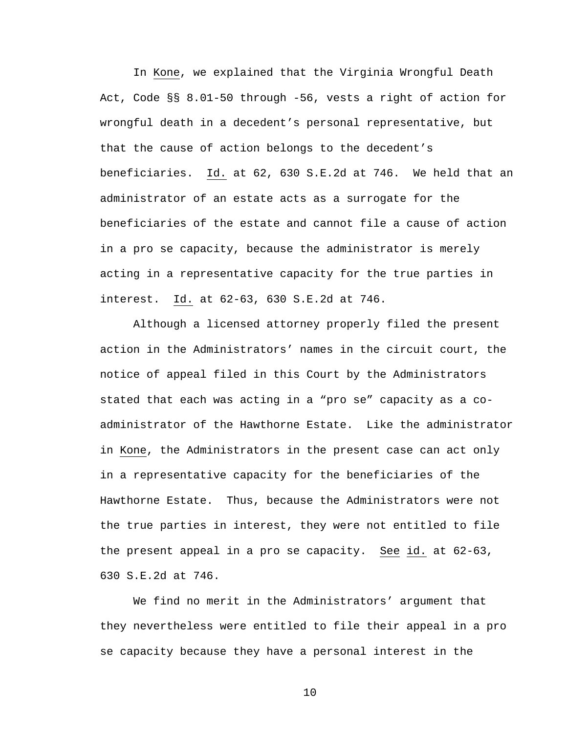In _Kone_, we explained that the Virginia Wrongful Death Act, Code §§ 8.01-50 through -56, vests a right of action for wrongful death in a decedent's personal representative, but that the cause of action belongs to the decedent's beneficiaries. _Id._ at 62, 630 S.E.2d at 746. We held that an administrator of an estate acts as a surrogate for the beneficiaries of the estate and cannot file a cause of action in a pro se capacity, because the administrator is merely acting in a representative capacity for the true parties in interest. _Id._ at 62-63, 630 S.E.2d at 746.

Although a licensed attorney properly filed the present action in the Administrators' names in the circuit court, the notice of appeal filed in this Court by the Administrators stated that each was acting in a "pro se" capacity as a co-administrator of the Hawthorne Estate. Like the administrator in _Kone_, the Administrators in the present case can act only in a representative capacity for the beneficiaries of the Hawthorne Estate. Thus, because the Administrators were not the true parties in interest, they were not entitled to file the present appeal in a pro se capacity. _See_ _id._ at 62-63, 630 S.E.2d at 746.

We find no merit in the Administrators' argument that they nevertheless were entitled to file their appeal in a pro se capacity because they have a personal interest in the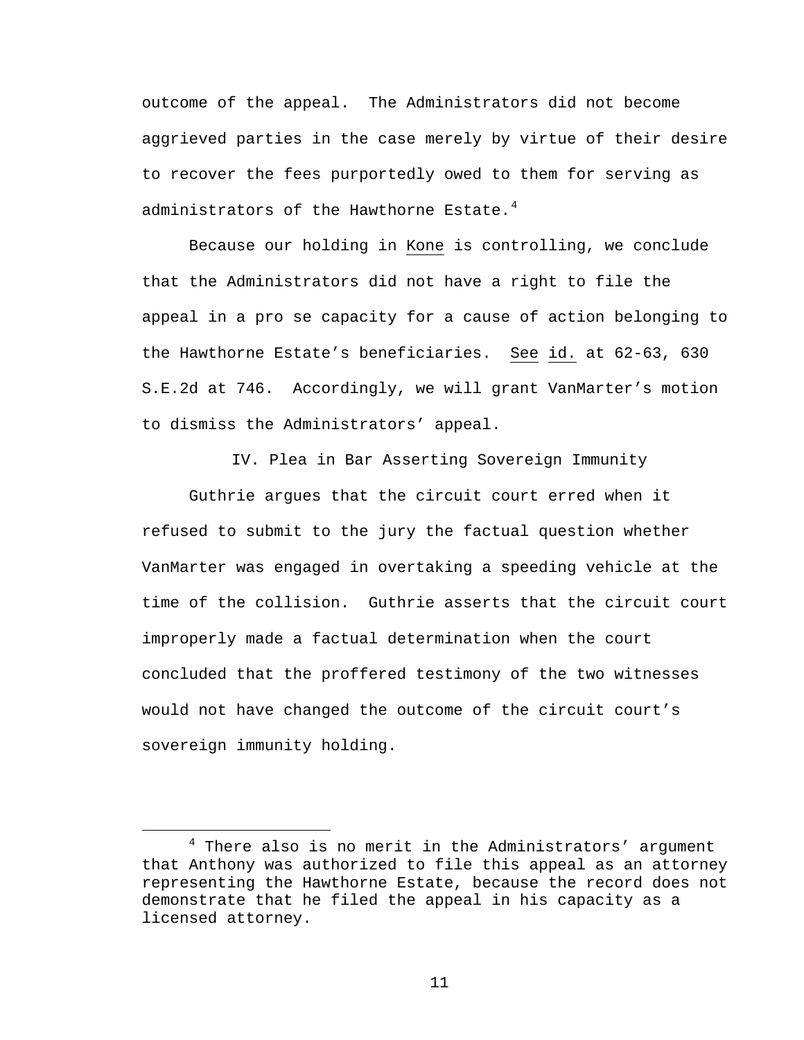outcome of the appeal. The Administrators did not become aggrieved parties in the case merely by virtue of their desire to recover the fees purportedly owed to them for serving as administrators of the Hawthorne Estate.[4]

Because our holding in Kone is controlling, we conclude that the Administrators did not have a right to file the appeal in a pro se capacity for a cause of action belonging to the Hawthorne Estate's beneficiaries. See id. at 62-63, 630 S.E.2d at 746. Accordingly, we will grant VanMarter's motion to dismiss the Administrators' appeal.

## IV. Plea in Bar Asserting Sovereign Immunity

Guthrie argues that the circuit court erred when it refused to submit to the jury the factual question whether VanMarter was engaged in overtaking a speeding vehicle at the time of the collision. Guthrie asserts that the circuit court improperly made a factual determination when the court concluded that the proffered testimony of the two witnesses would not have changed the outcome of the circuit court's sovereign immunity holding.

---

[4] There also is no merit in the Administrators' argument that Anthony was authorized to file this appeal as an attorney representing the Hawthorne Estate, because the record does not demonstrate that he filed the appeal in his capacity as a licensed attorney.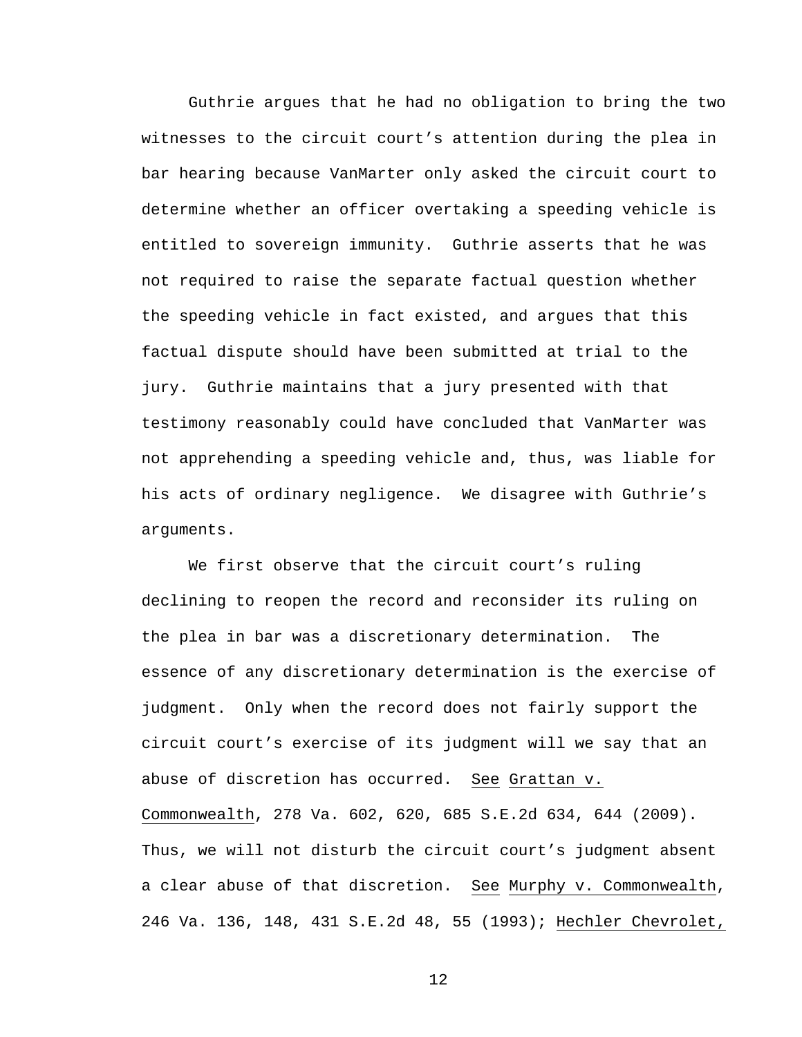Guthrie argues that he had no obligation to bring the two witnesses to the circuit court's attention during the plea in bar hearing because VanMarter only asked the circuit court to determine whether an officer overtaking a speeding vehicle is entitled to sovereign immunity. Guthrie asserts that he was not required to raise the separate factual question whether the speeding vehicle in fact existed, and argues that this factual dispute should have been submitted at trial to the jury. Guthrie maintains that a jury presented with that testimony reasonably could have concluded that VanMarter was not apprehending a speeding vehicle and, thus, was liable for his acts of ordinary negligence. We disagree with Guthrie's arguments.

We first observe that the circuit court's ruling declining to reopen the record and reconsider its ruling on the plea in bar was a discretionary determination. The essence of any discretionary determination is the exercise of judgment. Only when the record does not fairly support the circuit court's exercise of its judgment will we say that an abuse of discretion has occurred. See Grattan v. Commonwealth, 278 Va. 602, 620, 685 S.E.2d 634, 644 (2009). Thus, we will not disturb the circuit court's judgment absent a clear abuse of that discretion. See Murphy v. Commonwealth, 246 Va. 136, 148, 431 S.E.2d 48, 55 (1993); Hechler Chevrolet,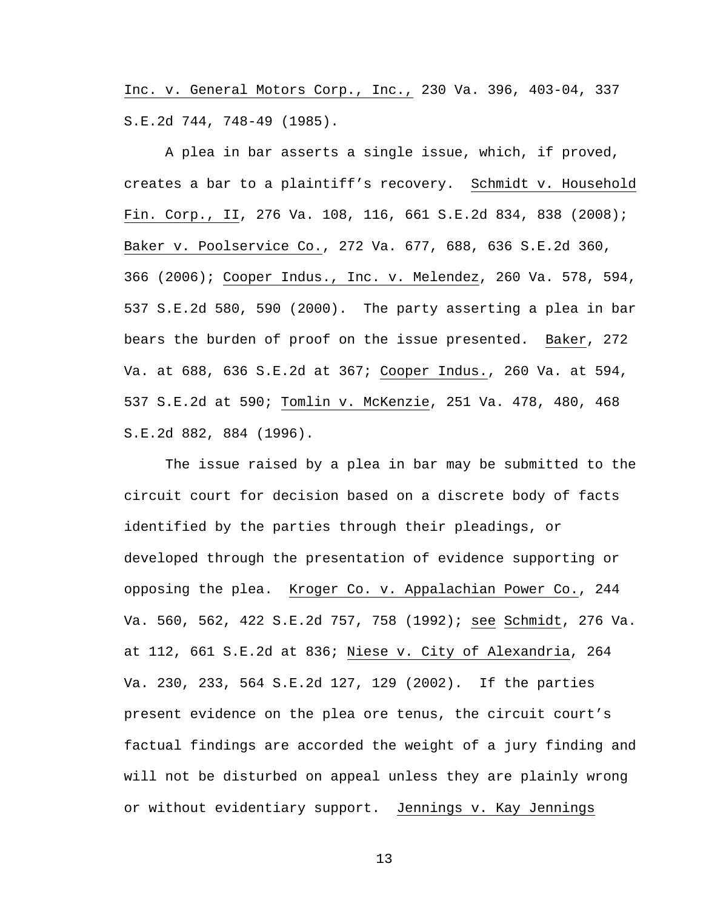Inc. v. General Motors Corp., Inc., 230 Va. 396, 403-04, 337 S.E.2d 744, 748-49 (1985).

A plea in bar asserts a single issue, which, if proved, creates a bar to a plaintiff's recovery. Schmidt v. Household Fin. Corp., II, 276 Va. 108, 116, 661 S.E.2d 834, 838 (2008); Baker v. Poolservice Co., 272 Va. 677, 688, 636 S.E.2d 360, 366 (2006); Cooper Indus., Inc. v. Melendez, 260 Va. 578, 594, 537 S.E.2d 580, 590 (2000). The party asserting a plea in bar bears the burden of proof on the issue presented. Baker, 272 Va. at 688, 636 S.E.2d at 367; Cooper Indus., 260 Va. at 594, 537 S.E.2d at 590; Tomlin v. McKenzie, 251 Va. 478, 480, 468 S.E.2d 882, 884 (1996).

The issue raised by a plea in bar may be submitted to the circuit court for decision based on a discrete body of facts identified by the parties through their pleadings, or developed through the presentation of evidence supporting or opposing the plea. Kroger Co. v. Appalachian Power Co., 244 Va. 560, 562, 422 S.E.2d 757, 758 (1992); see Schmidt, 276 Va. at 112, 661 S.E.2d at 836; Niese v. City of Alexandria, 264 Va. 230, 233, 564 S.E.2d 127, 129 (2002). If the parties present evidence on the plea ore tenus, the circuit court's factual findings are accorded the weight of a jury finding and will not be disturbed on appeal unless they are plainly wrong or without evidentiary support. Jennings v. Kay Jennings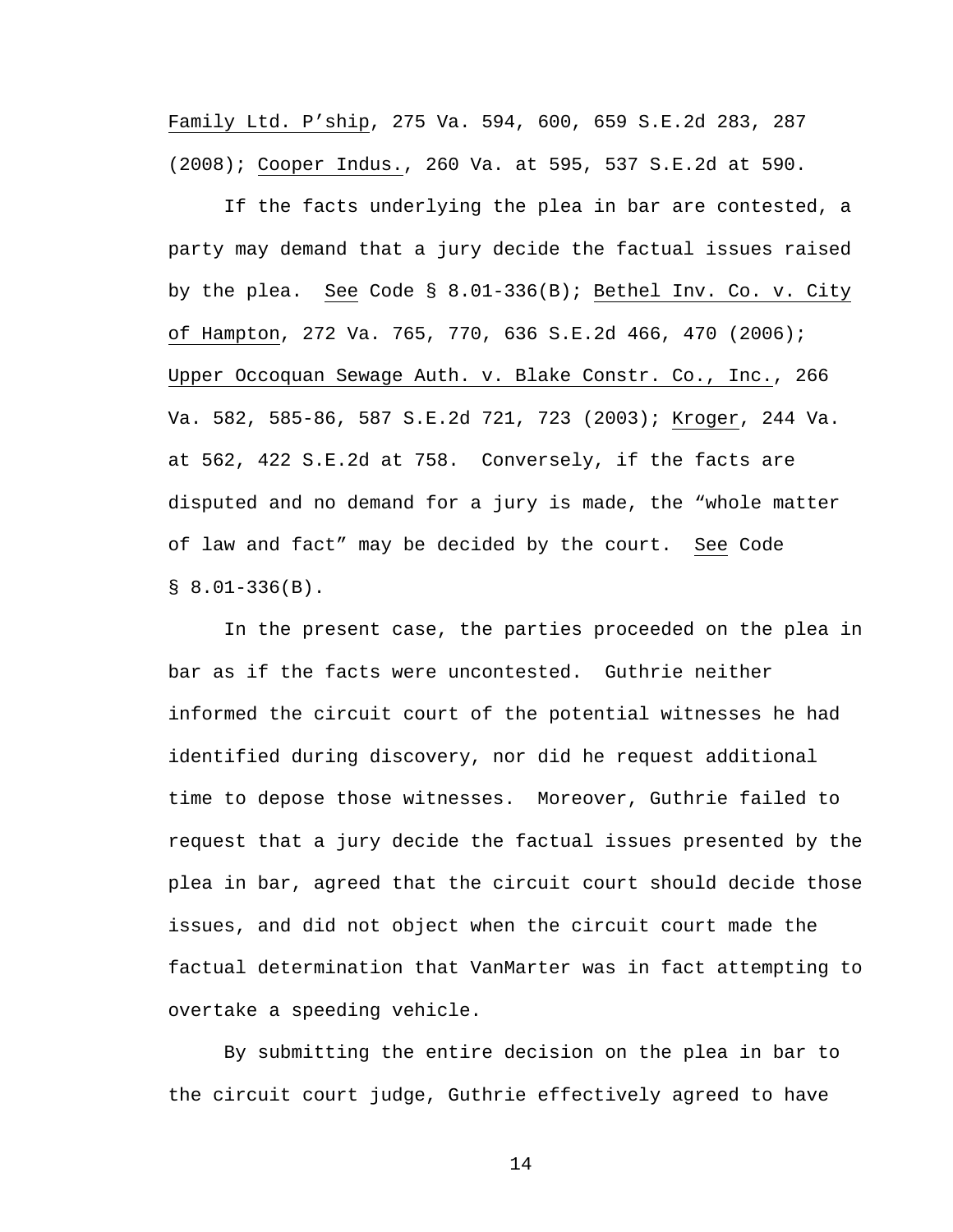Family Ltd. P’ship, 275 Va. 594, 600, 659 S.E.2d 283, 287 (2008); Cooper Indus., 260 Va. at 595, 537 S.E.2d at 590.

If the facts underlying the plea in bar are contested, a party may demand that a jury decide the factual issues raised by the plea. See Code § 8.01-336(B); Bethel Inv. Co. v. City of Hampton, 272 Va. 765, 770, 636 S.E.2d 466, 470 (2006); Upper Occoquan Sewage Auth. v. Blake Constr. Co., Inc., 266 Va. 582, 585-86, 587 S.E.2d 721, 723 (2003); Kroger, 244 Va. at 562, 422 S.E.2d at 758. Conversely, if the facts are disputed and no demand for a jury is made, the “whole matter of law and fact” may be decided by the court. See Code § 8.01-336(B).

In the present case, the parties proceeded on the plea in bar as if the facts were uncontested. Guthrie neither informed the circuit court of the potential witnesses he had identified during discovery, nor did he request additional time to depose those witnesses. Moreover, Guthrie failed to request that a jury decide the factual issues presented by the plea in bar, agreed that the circuit court should decide those issues, and did not object when the circuit court made the factual determination that VanMarter was in fact attempting to overtake a speeding vehicle.

By submitting the entire decision on the plea in bar to the circuit court judge, Guthrie effectively agreed to have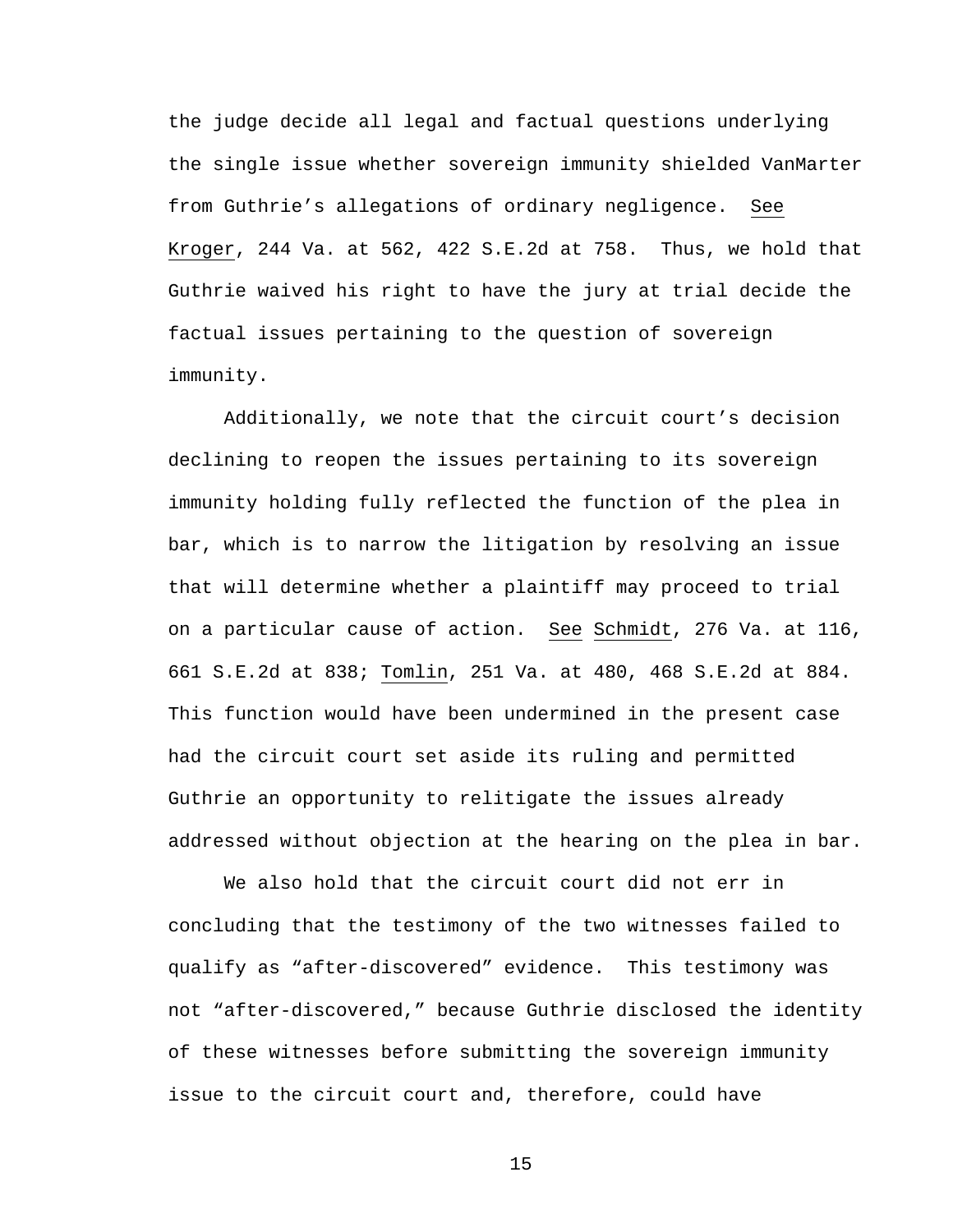the judge decide all legal and factual questions underlying the single issue whether sovereign immunity shielded VanMarter from Guthrie's allegations of ordinary negligence. See Kroger, 244 Va. at 562, 422 S.E.2d at 758. Thus, we hold that Guthrie waived his right to have the jury at trial decide the factual issues pertaining to the question of sovereign immunity.

Additionally, we note that the circuit court's decision declining to reopen the issues pertaining to its sovereign immunity holding fully reflected the function of the plea in bar, which is to narrow the litigation by resolving an issue that will determine whether a plaintiff may proceed to trial on a particular cause of action. See Schmidt, 276 Va. at 116, 661 S.E.2d at 838; Tomlin, 251 Va. at 480, 468 S.E.2d at 884. This function would have been undermined in the present case had the circuit court set aside its ruling and permitted Guthrie an opportunity to relitigate the issues already addressed without objection at the hearing on the plea in bar.

We also hold that the circuit court did not err in concluding that the testimony of the two witnesses failed to qualify as "after-discovered" evidence. This testimony was not "after-discovered," because Guthrie disclosed the identity of these witnesses before submitting the sovereign immunity issue to the circuit court and, therefore, could have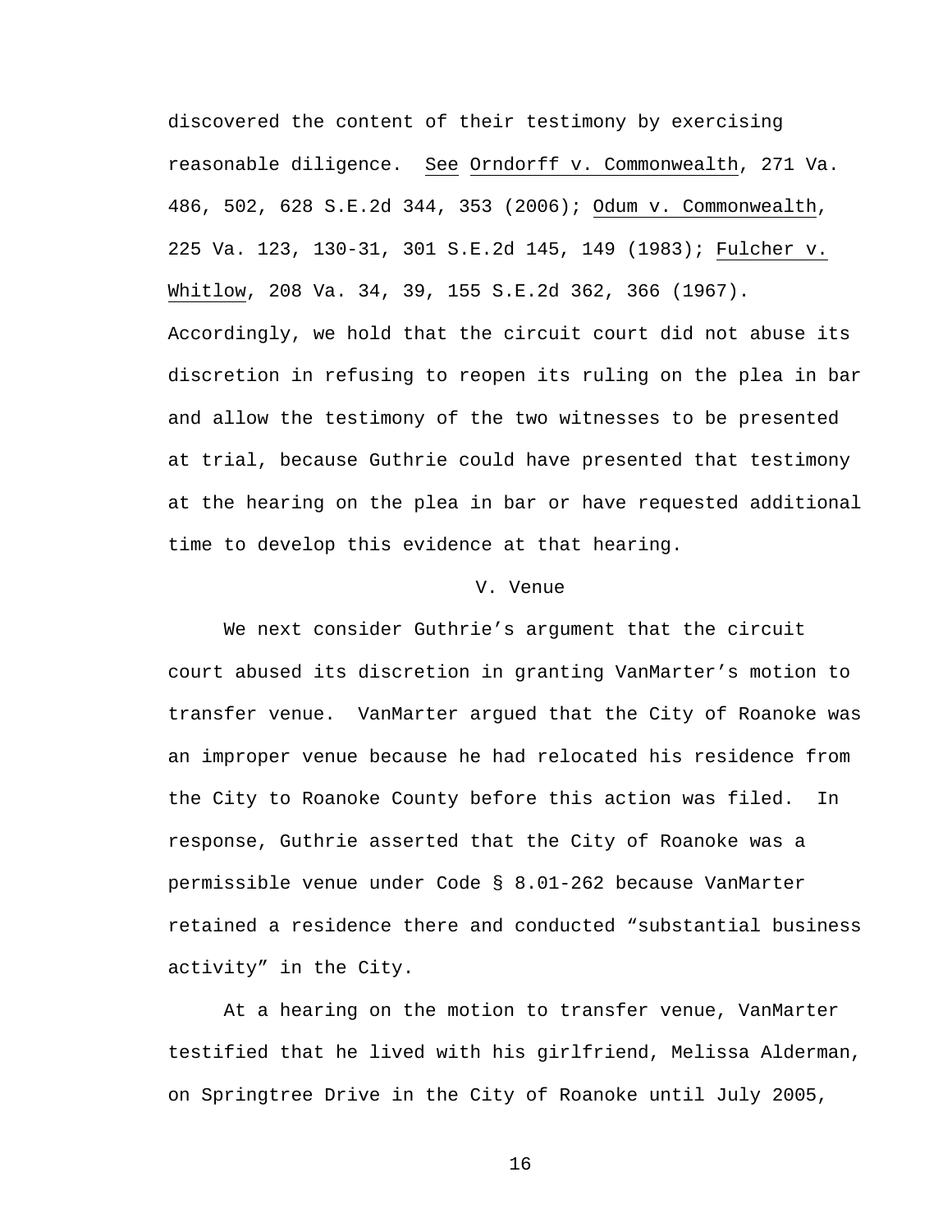discovered the content of their testimony by exercising reasonable diligence. See Orndorff v. Commonwealth, 271 Va. 486, 502, 628 S.E.2d 344, 353 (2006); Odum v. Commonwealth, 225 Va. 123, 130-31, 301 S.E.2d 145, 149 (1983); Fulcher v. Whitlow, 208 Va. 34, 39, 155 S.E.2d 362, 366 (1967). Accordingly, we hold that the circuit court did not abuse its discretion in refusing to reopen its ruling on the plea in bar and allow the testimony of the two witnesses to be presented at trial, because Guthrie could have presented that testimony at the hearing on the plea in bar or have requested additional time to develop this evidence at that hearing.

## V. Venue

We next consider Guthrie's argument that the circuit court abused its discretion in granting VanMarter's motion to transfer venue. VanMarter argued that the City of Roanoke was an improper venue because he had relocated his residence from the City to Roanoke County before this action was filed. In response, Guthrie asserted that the City of Roanoke was a permissible venue under Code § 8.01-262 because VanMarter retained a residence there and conducted "substantial business activity" in the City.

At a hearing on the motion to transfer venue, VanMarter testified that he lived with his girlfriend, Melissa Alderman, on Springtree Drive in the City of Roanoke until July 2005,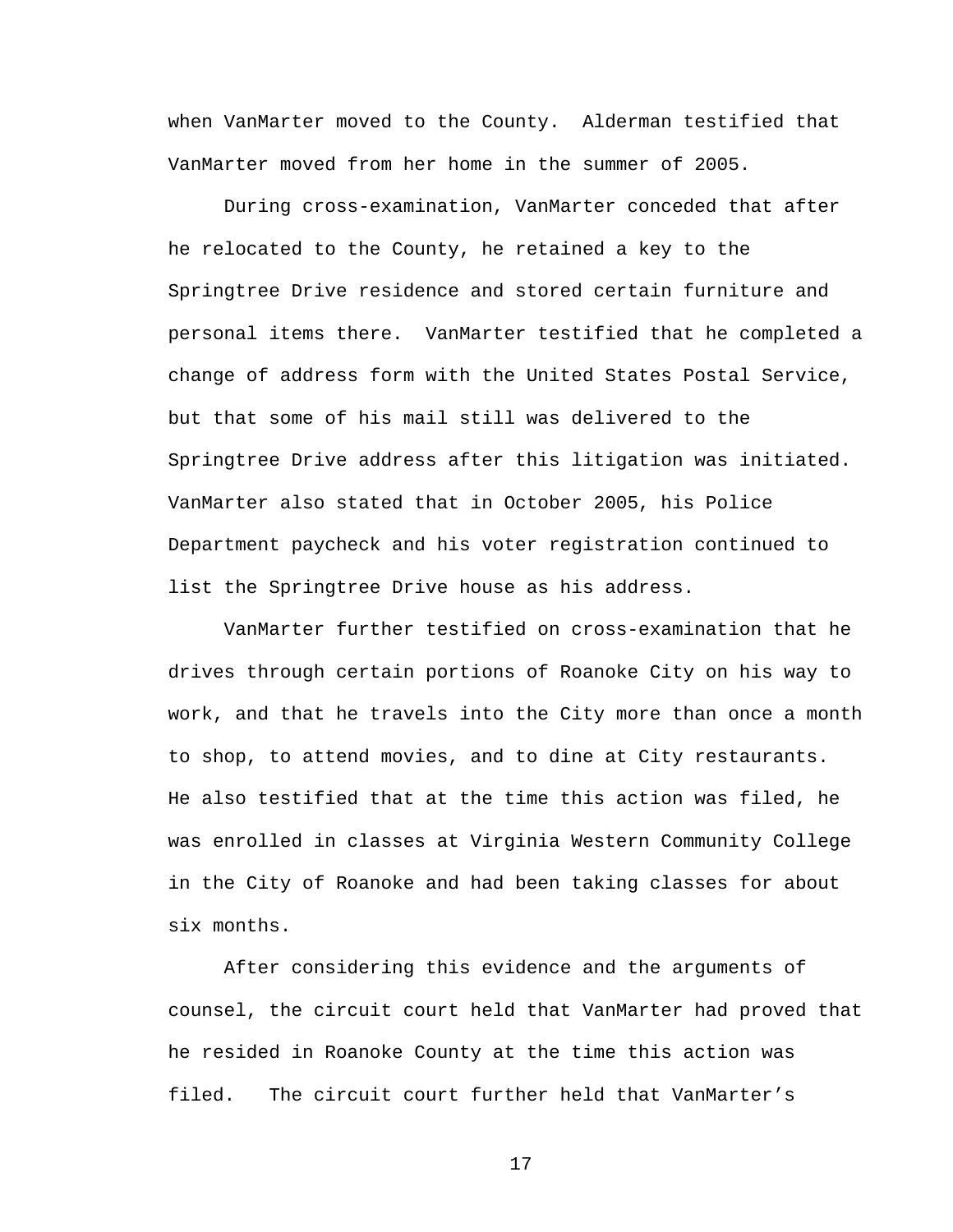when VanMarter moved to the County. Alderman testified that VanMarter moved from her home in the summer of 2005.

During cross-examination, VanMarter conceded that after he relocated to the County, he retained a key to the Springtree Drive residence and stored certain furniture and personal items there. VanMarter testified that he completed a change of address form with the United States Postal Service, but that some of his mail still was delivered to the Springtree Drive address after this litigation was initiated. VanMarter also stated that in October 2005, his Police Department paycheck and his voter registration continued to list the Springtree Drive house as his address.

VanMarter further testified on cross-examination that he drives through certain portions of Roanoke City on his way to work, and that he travels into the City more than once a month to shop, to attend movies, and to dine at City restaurants. He also testified that at the time this action was filed, he was enrolled in classes at Virginia Western Community College in the City of Roanoke and had been taking classes for about six months.

After considering this evidence and the arguments of counsel, the circuit court held that VanMarter had proved that he resided in Roanoke County at the time this action was filed. The circuit court further held that VanMarter's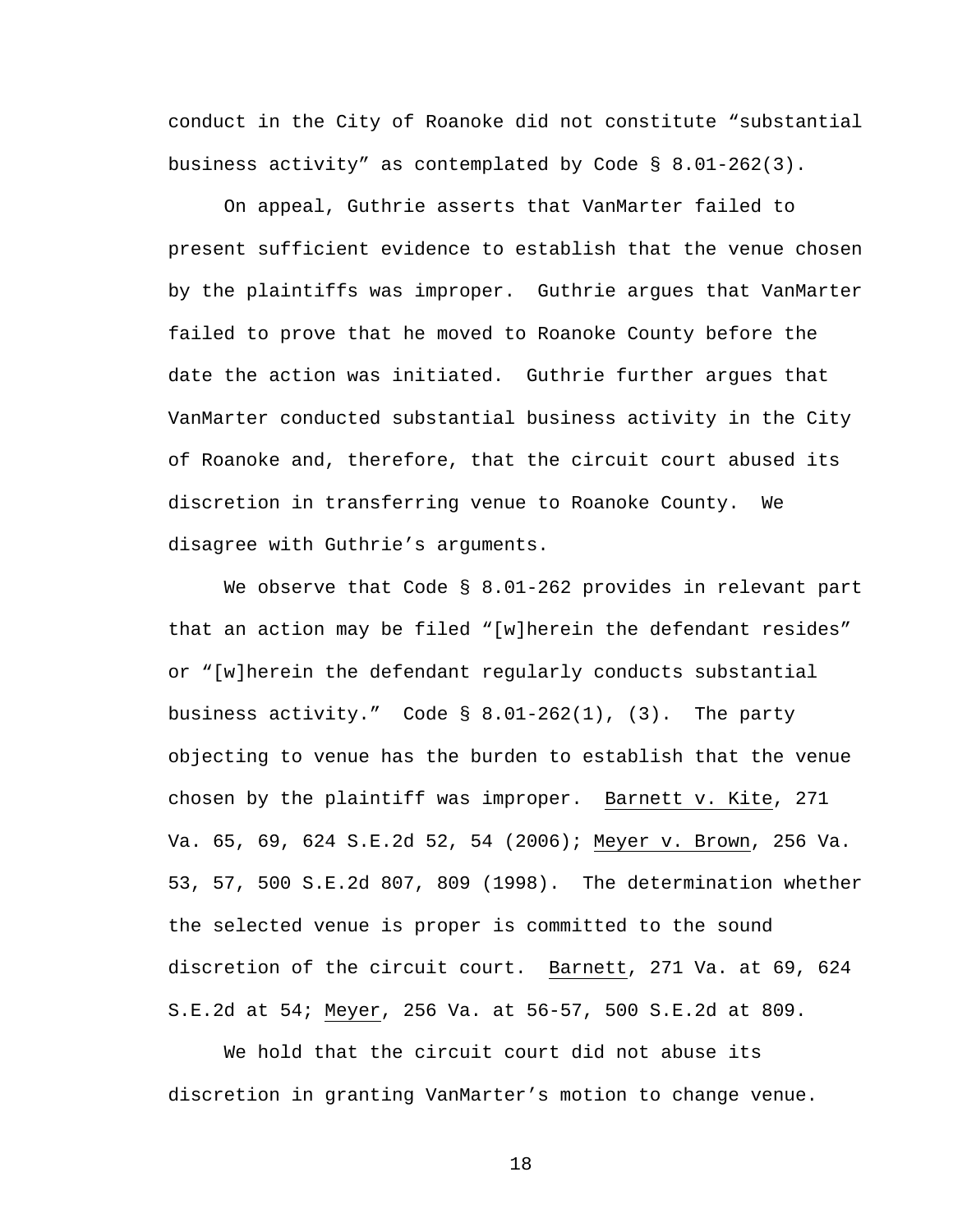conduct in the City of Roanoke did not constitute "substantial business activity" as contemplated by Code § 8.01-262(3).

On appeal, Guthrie asserts that VanMarter failed to present sufficient evidence to establish that the venue chosen by the plaintiffs was improper. Guthrie argues that VanMarter failed to prove that he moved to Roanoke County before the date the action was initiated. Guthrie further argues that VanMarter conducted substantial business activity in the City of Roanoke and, therefore, that the circuit court abused its discretion in transferring venue to Roanoke County. We disagree with Guthrie's arguments.

We observe that Code § 8.01-262 provides in relevant part that an action may be filed "[w]herein the defendant resides" or "[w]herein the defendant regularly conducts substantial business activity." Code § 8.01-262(1), (3). The party objecting to venue has the burden to establish that the venue chosen by the plaintiff was improper. Barnett v. Kite, 271 Va. 65, 69, 624 S.E.2d 52, 54 (2006); Meyer v. Brown, 256 Va. 53, 57, 500 S.E.2d 807, 809 (1998). The determination whether the selected venue is proper is committed to the sound discretion of the circuit court. Barnett, 271 Va. at 69, 624 S.E.2d at 54; Meyer, 256 Va. at 56-57, 500 S.E.2d at 809.

We hold that the circuit court did not abuse its discretion in granting VanMarter's motion to change venue.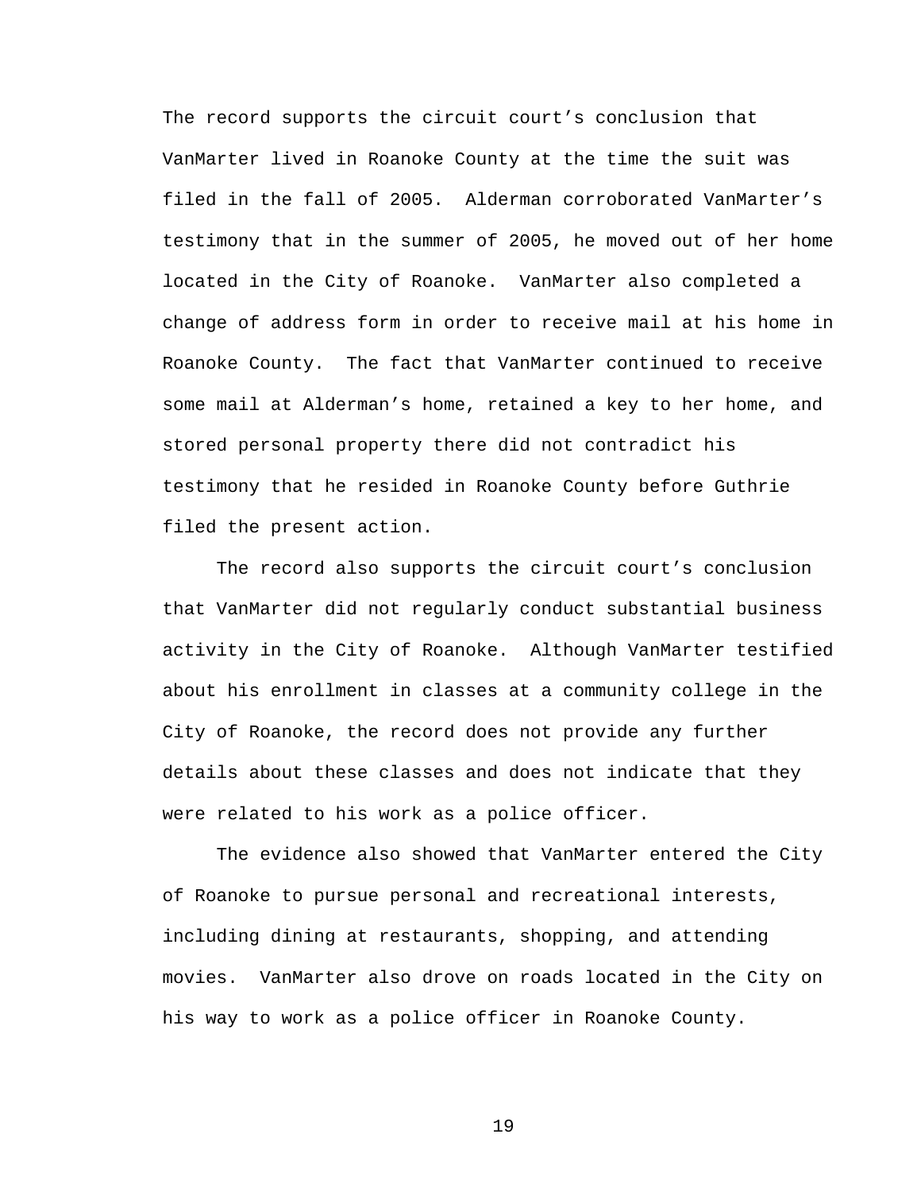The record supports the circuit court's conclusion that VanMarter lived in Roanoke County at the time the suit was filed in the fall of 2005. Alderman corroborated VanMarter's testimony that in the summer of 2005, he moved out of her home located in the City of Roanoke. VanMarter also completed a change of address form in order to receive mail at his home in Roanoke County. The fact that VanMarter continued to receive some mail at Alderman's home, retained a key to her home, and stored personal property there did not contradict his testimony that he resided in Roanoke County before Guthrie filed the present action.

The record also supports the circuit court's conclusion that VanMarter did not regularly conduct substantial business activity in the City of Roanoke. Although VanMarter testified about his enrollment in classes at a community college in the City of Roanoke, the record does not provide any further details about these classes and does not indicate that they were related to his work as a police officer.

The evidence also showed that VanMarter entered the City of Roanoke to pursue personal and recreational interests, including dining at restaurants, shopping, and attending movies. VanMarter also drove on roads located in the City on his way to work as a police officer in Roanoke County.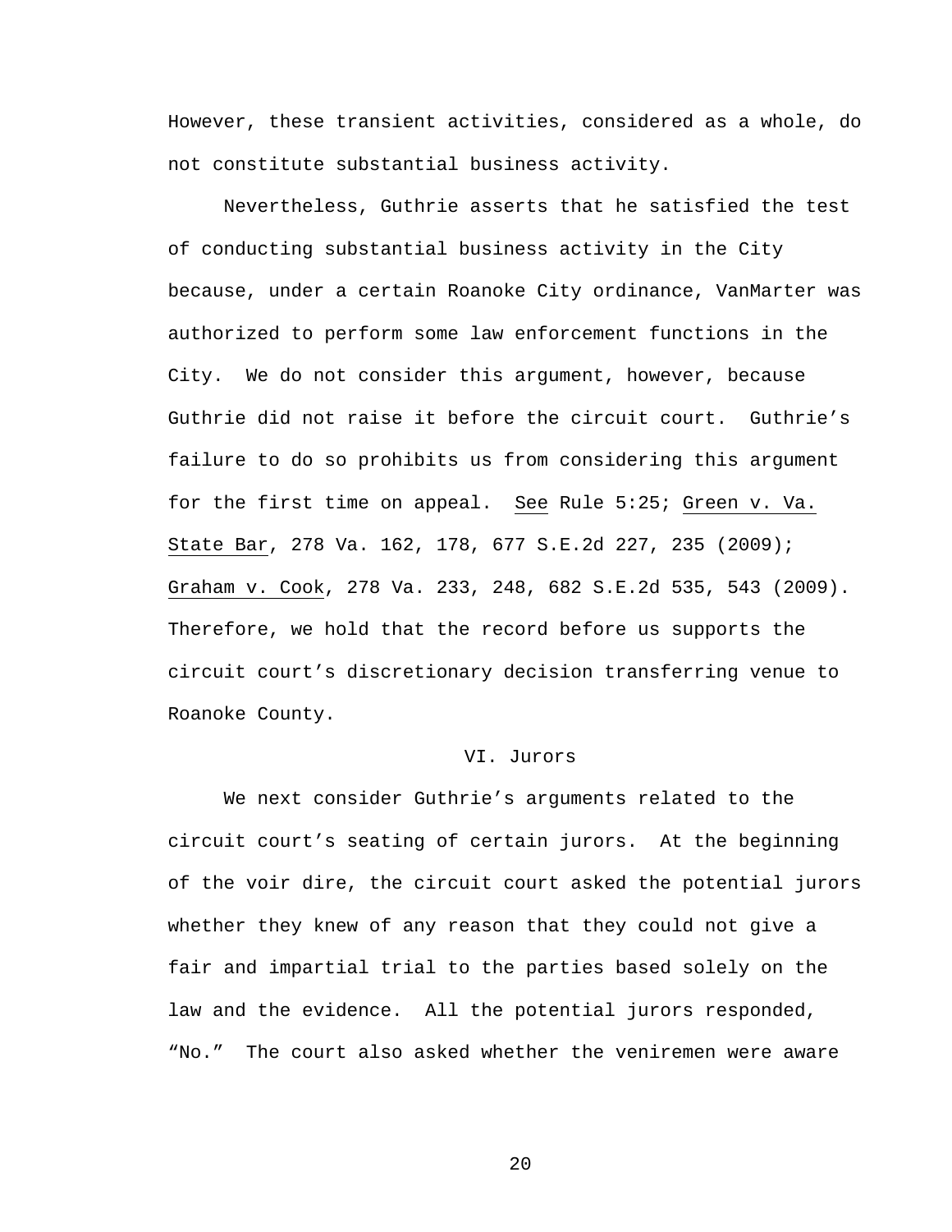However, these transient activities, considered as a whole, do not constitute substantial business activity.

Nevertheless, Guthrie asserts that he satisfied the test of conducting substantial business activity in the City because, under a certain Roanoke City ordinance, VanMarter was authorized to perform some law enforcement functions in the City. We do not consider this argument, however, because Guthrie did not raise it before the circuit court. Guthrie's failure to do so prohibits us from considering this argument for the first time on appeal. See Rule 5:25; Green v. Va. State Bar, 278 Va. 162, 178, 677 S.E.2d 227, 235 (2009); Graham v. Cook, 278 Va. 233, 248, 682 S.E.2d 535, 543 (2009). Therefore, we hold that the record before us supports the circuit court's discretionary decision transferring venue to Roanoke County.

## VI. Jurors

We next consider Guthrie's arguments related to the circuit court's seating of certain jurors. At the beginning of the voir dire, the circuit court asked the potential jurors whether they knew of any reason that they could not give a fair and impartial trial to the parties based solely on the law and the evidence. All the potential jurors responded, "No." The court also asked whether the veniremen were aware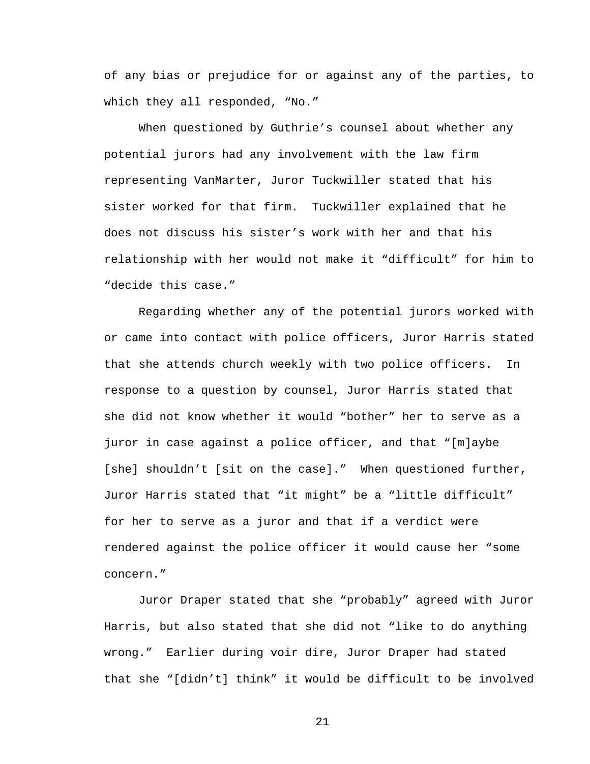of any bias or prejudice for or against any of the parties, to which they all responded, “No.”

When questioned by Guthrie’s counsel about whether any potential jurors had any involvement with the law firm representing VanMarter, Juror Tuckwiller stated that his sister worked for that firm. Tuckwiller explained that he does not discuss his sister’s work with her and that his relationship with her would not make it “difficult” for him to “decide this case.”

Regarding whether any of the potential jurors worked with or came into contact with police officers, Juror Harris stated that she attends church weekly with two police officers. In response to a question by counsel, Juror Harris stated that she did not know whether it would “bother” her to serve as a juror in case against a police officer, and that “[m]aybe [she] shouldn’t [sit on the case].” When questioned further, Juror Harris stated that “it might” be a “little difficult” for her to serve as a juror and that if a verdict were rendered against the police officer it would cause her “some concern.”

Juror Draper stated that she “probably” agreed with Juror Harris, but also stated that she did not “like to do anything wrong.” Earlier during voir dire, Juror Draper had stated that she “[didn’t] think” it would be difficult to be involved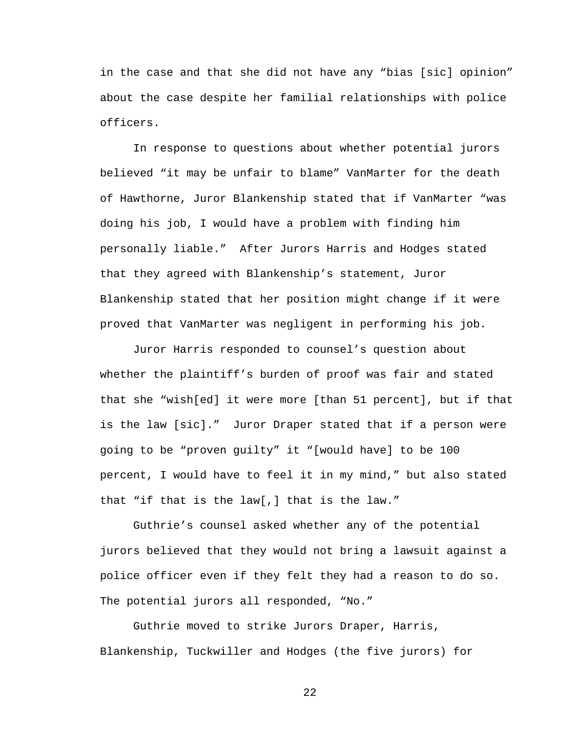in the case and that she did not have any "bias [sic] opinion" about the case despite her familial relationships with police officers.

In response to questions about whether potential jurors believed "it may be unfair to blame" VanMarter for the death of Hawthorne, Juror Blankenship stated that if VanMarter "was doing his job, I would have a problem with finding him personally liable." After Jurors Harris and Hodges stated that they agreed with Blankenship's statement, Juror Blankenship stated that her position might change if it were proved that VanMarter was negligent in performing his job.

Juror Harris responded to counsel's question about whether the plaintiff's burden of proof was fair and stated that she "wish[ed] it were more [than 51 percent], but if that is the law [sic]." Juror Draper stated that if a person were going to be "proven guilty" it "[would have] to be 100 percent, I would have to feel it in my mind," but also stated that "if that is the law[,] that is the law."

Guthrie's counsel asked whether any of the potential jurors believed that they would not bring a lawsuit against a police officer even if they felt they had a reason to do so. The potential jurors all responded, "No."

Guthrie moved to strike Jurors Draper, Harris, Blankenship, Tuckwiller and Hodges (the five jurors) for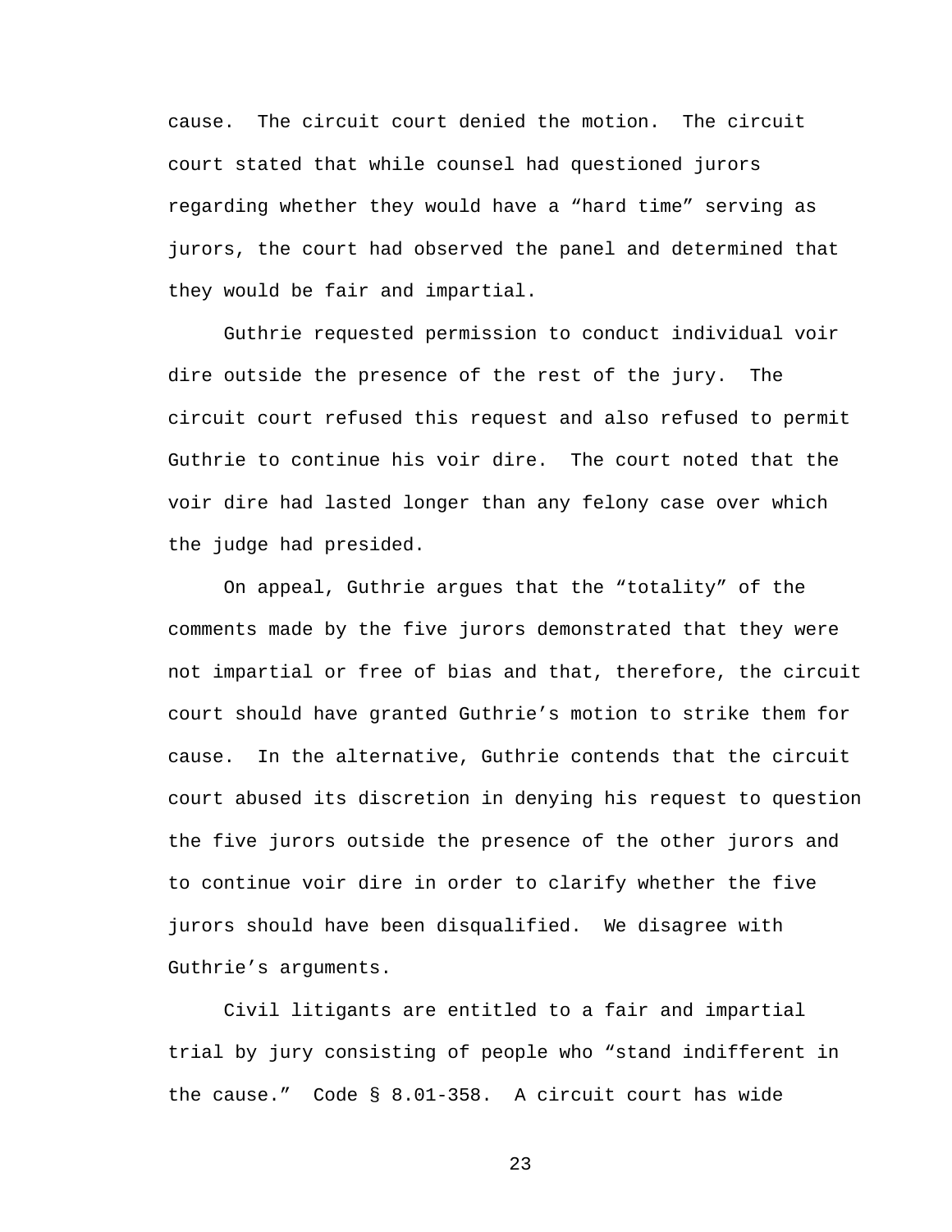cause. The circuit court denied the motion. The circuit court stated that while counsel had questioned jurors regarding whether they would have a "hard time" serving as jurors, the court had observed the panel and determined that they would be fair and impartial.

Guthrie requested permission to conduct individual voir dire outside the presence of the rest of the jury. The circuit court refused this request and also refused to permit Guthrie to continue his voir dire. The court noted that the voir dire had lasted longer than any felony case over which the judge had presided.

On appeal, Guthrie argues that the "totality" of the comments made by the five jurors demonstrated that they were not impartial or free of bias and that, therefore, the circuit court should have granted Guthrie's motion to strike them for cause. In the alternative, Guthrie contends that the circuit court abused its discretion in denying his request to question the five jurors outside the presence of the other jurors and to continue voir dire in order to clarify whether the five jurors should have been disqualified. We disagree with Guthrie's arguments.

Civil litigants are entitled to a fair and impartial trial by jury consisting of people who "stand indifferent in the cause." Code § 8.01-358. A circuit court has wide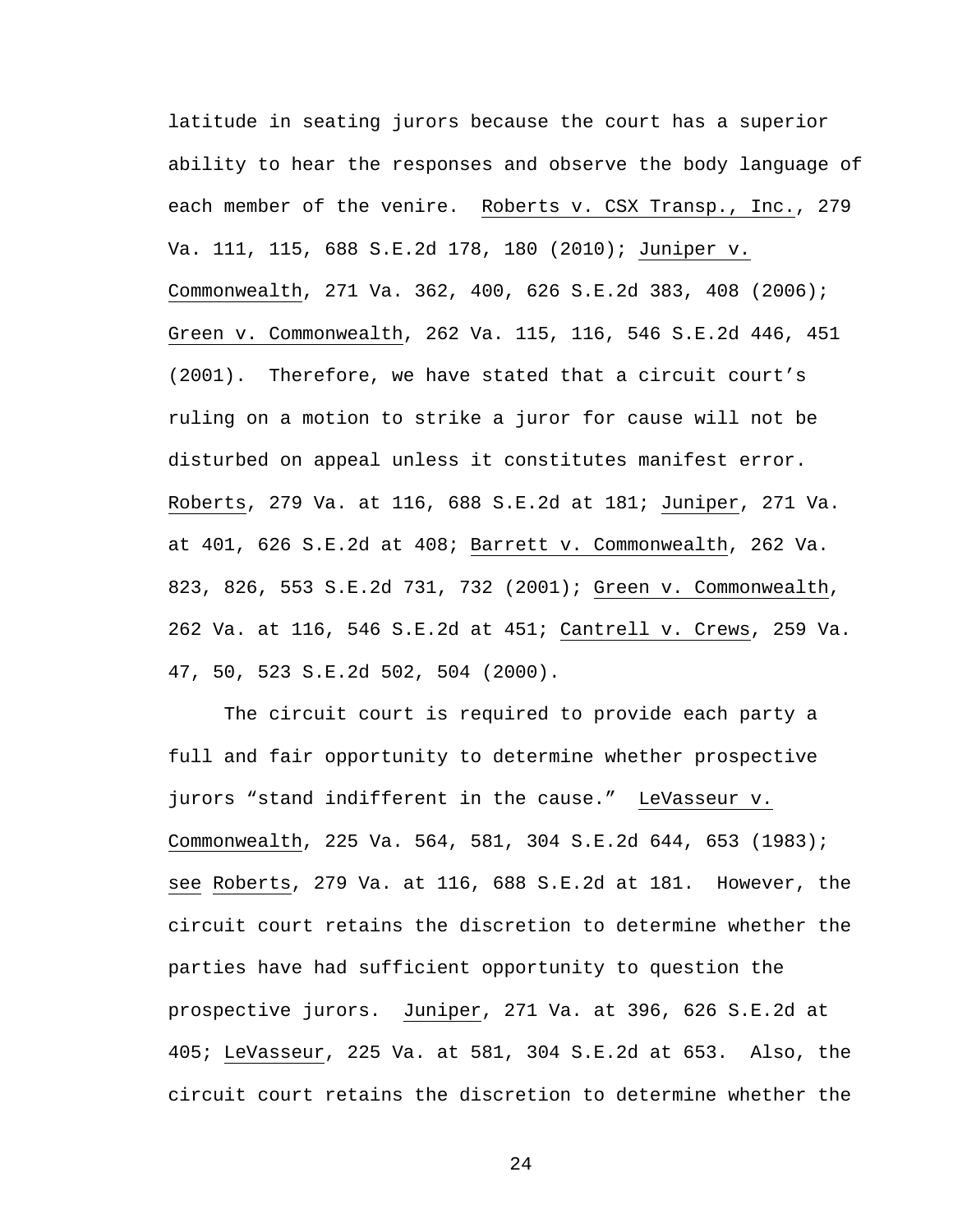latitude in seating jurors because the court has a superior ability to hear the responses and observe the body language of each member of the venire. Roberts v. CSX Transp., Inc., 279 Va. 111, 115, 688 S.E.2d 178, 180 (2010); Juniper v. Commonwealth, 271 Va. 362, 400, 626 S.E.2d 383, 408 (2006); Green v. Commonwealth, 262 Va. 115, 116, 546 S.E.2d 446, 451 (2001). Therefore, we have stated that a circuit court's ruling on a motion to strike a juror for cause will not be disturbed on appeal unless it constitutes manifest error. Roberts, 279 Va. at 116, 688 S.E.2d at 181; Juniper, 271 Va. at 401, 626 S.E.2d at 408; Barrett v. Commonwealth, 262 Va. 823, 826, 553 S.E.2d 731, 732 (2001); Green v. Commonwealth, 262 Va. at 116, 546 S.E.2d at 451; Cantrell v. Crews, 259 Va. 47, 50, 523 S.E.2d 502, 504 (2000).

The circuit court is required to provide each party a full and fair opportunity to determine whether prospective jurors "stand indifferent in the cause." LeVasseur v. Commonwealth, 225 Va. 564, 581, 304 S.E.2d 644, 653 (1983); see Roberts, 279 Va. at 116, 688 S.E.2d at 181. However, the circuit court retains the discretion to determine whether the parties have had sufficient opportunity to question the prospective jurors. Juniper, 271 Va. at 396, 626 S.E.2d at 405; LeVasseur, 225 Va. at 581, 304 S.E.2d at 653. Also, the circuit court retains the discretion to determine whether the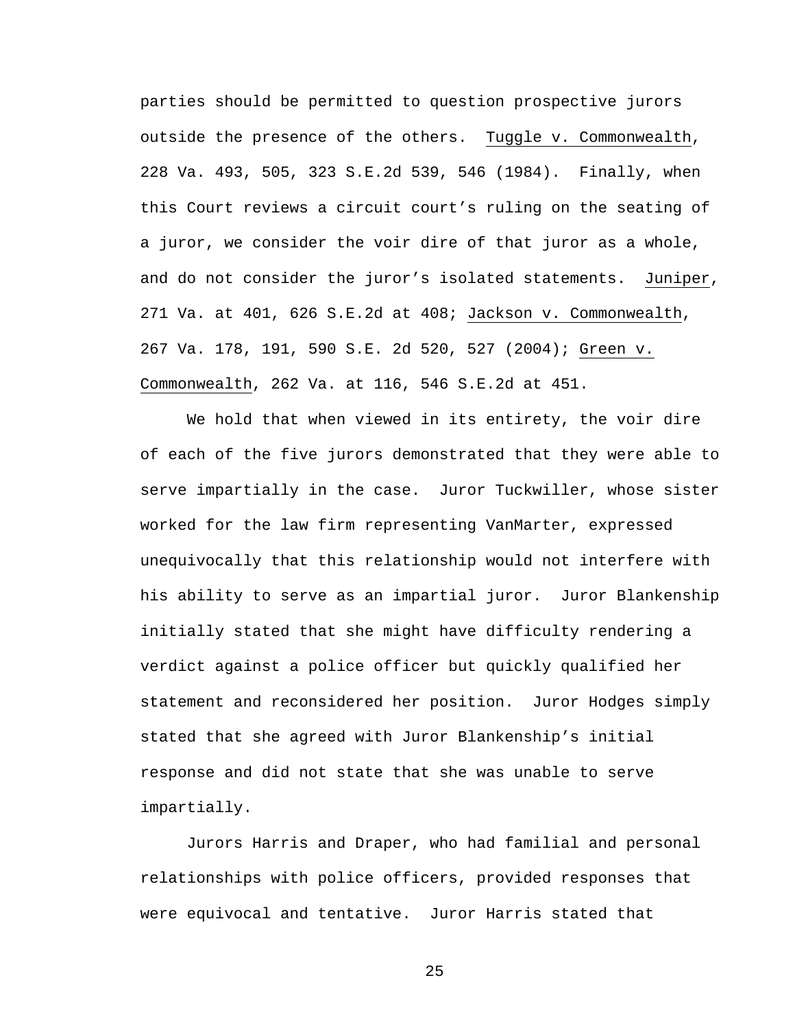parties should be permitted to question prospective jurors outside the presence of the others. Tuggle v. Commonwealth, 228 Va. 493, 505, 323 S.E.2d 539, 546 (1984). Finally, when this Court reviews a circuit court's ruling on the seating of a juror, we consider the voir dire of that juror as a whole, and do not consider the juror's isolated statements. Juniper, 271 Va. at 401, 626 S.E.2d at 408; Jackson v. Commonwealth, 267 Va. 178, 191, 590 S.E. 2d 520, 527 (2004); Green v. Commonwealth, 262 Va. at 116, 546 S.E.2d at 451.

We hold that when viewed in its entirety, the voir dire of each of the five jurors demonstrated that they were able to serve impartially in the case. Juror Tuckwiller, whose sister worked for the law firm representing VanMarter, expressed unequivocally that this relationship would not interfere with his ability to serve as an impartial juror. Juror Blankenship initially stated that she might have difficulty rendering a verdict against a police officer but quickly qualified her statement and reconsidered her position. Juror Hodges simply stated that she agreed with Juror Blankenship's initial response and did not state that she was unable to serve impartially.

Jurors Harris and Draper, who had familial and personal relationships with police officers, provided responses that were equivocal and tentative. Juror Harris stated that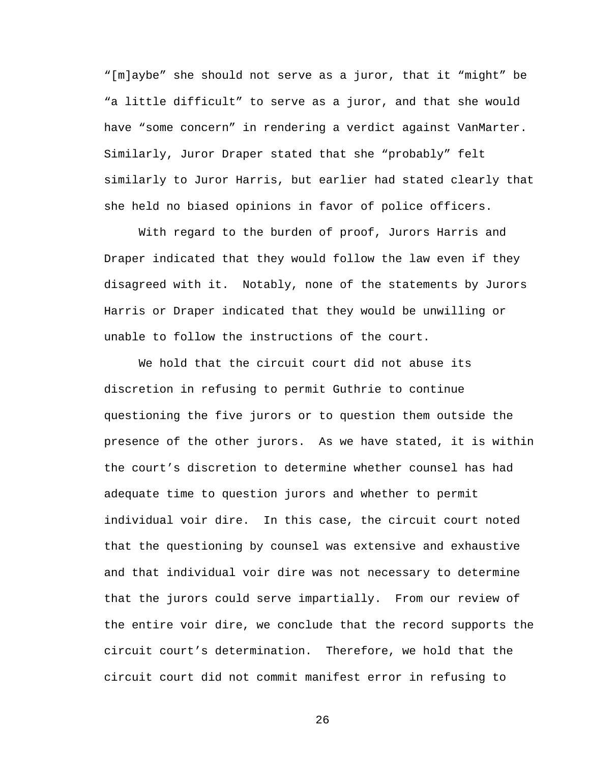“[m]aybe” she should not serve as a juror, that it “might” be “a little difficult” to serve as a juror, and that she would have “some concern” in rendering a verdict against VanMarter. Similarly, Juror Draper stated that she “probably” felt similarly to Juror Harris, but earlier had stated clearly that she held no biased opinions in favor of police officers.

With regard to the burden of proof, Jurors Harris and Draper indicated that they would follow the law even if they disagreed with it. Notably, none of the statements by Jurors Harris or Draper indicated that they would be unwilling or unable to follow the instructions of the court.

We hold that the circuit court did not abuse its discretion in refusing to permit Guthrie to continue questioning the five jurors or to question them outside the presence of the other jurors. As we have stated, it is within the court’s discretion to determine whether counsel has had adequate time to question jurors and whether to permit individual voir dire. In this case, the circuit court noted that the questioning by counsel was extensive and exhaustive and that individual voir dire was not necessary to determine that the jurors could serve impartially. From our review of the entire voir dire, we conclude that the record supports the circuit court’s determination. Therefore, we hold that the circuit court did not commit manifest error in refusing to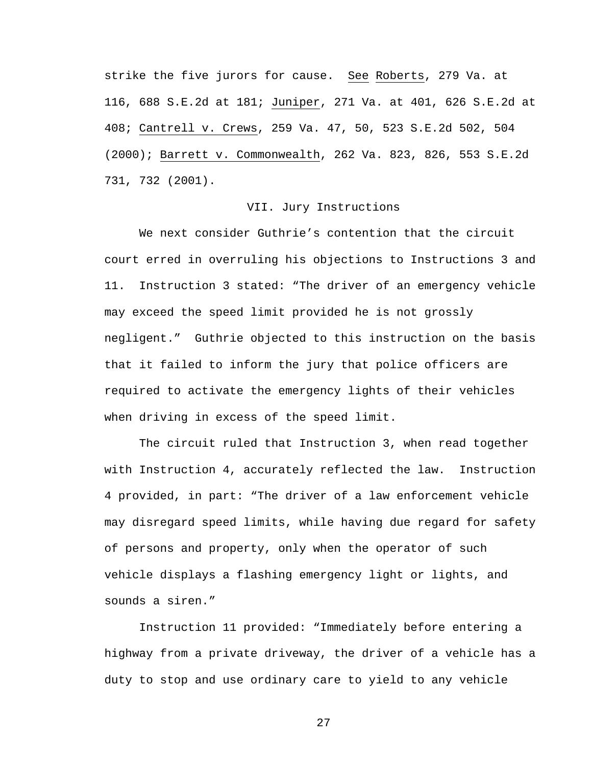strike the five jurors for cause. See Roberts, 279 Va. at 116, 688 S.E.2d at 181; Juniper, 271 Va. at 401, 626 S.E.2d at 408; Cantrell v. Crews, 259 Va. 47, 50, 523 S.E.2d 502, 504 (2000); Barrett v. Commonwealth, 262 Va. 823, 826, 553 S.E.2d 731, 732 (2001).

## VII. Jury Instructions

We next consider Guthrie's contention that the circuit court erred in overruling his objections to Instructions 3 and 11. Instruction 3 stated: "The driver of an emergency vehicle may exceed the speed limit provided he is not grossly negligent." Guthrie objected to this instruction on the basis that it failed to inform the jury that police officers are required to activate the emergency lights of their vehicles when driving in excess of the speed limit.

The circuit ruled that Instruction 3, when read together with Instruction 4, accurately reflected the law. Instruction 4 provided, in part: "The driver of a law enforcement vehicle may disregard speed limits, while having due regard for safety of persons and property, only when the operator of such vehicle displays a flashing emergency light or lights, and sounds a siren."

Instruction 11 provided: "Immediately before entering a highway from a private driveway, the driver of a vehicle has a duty to stop and use ordinary care to yield to any vehicle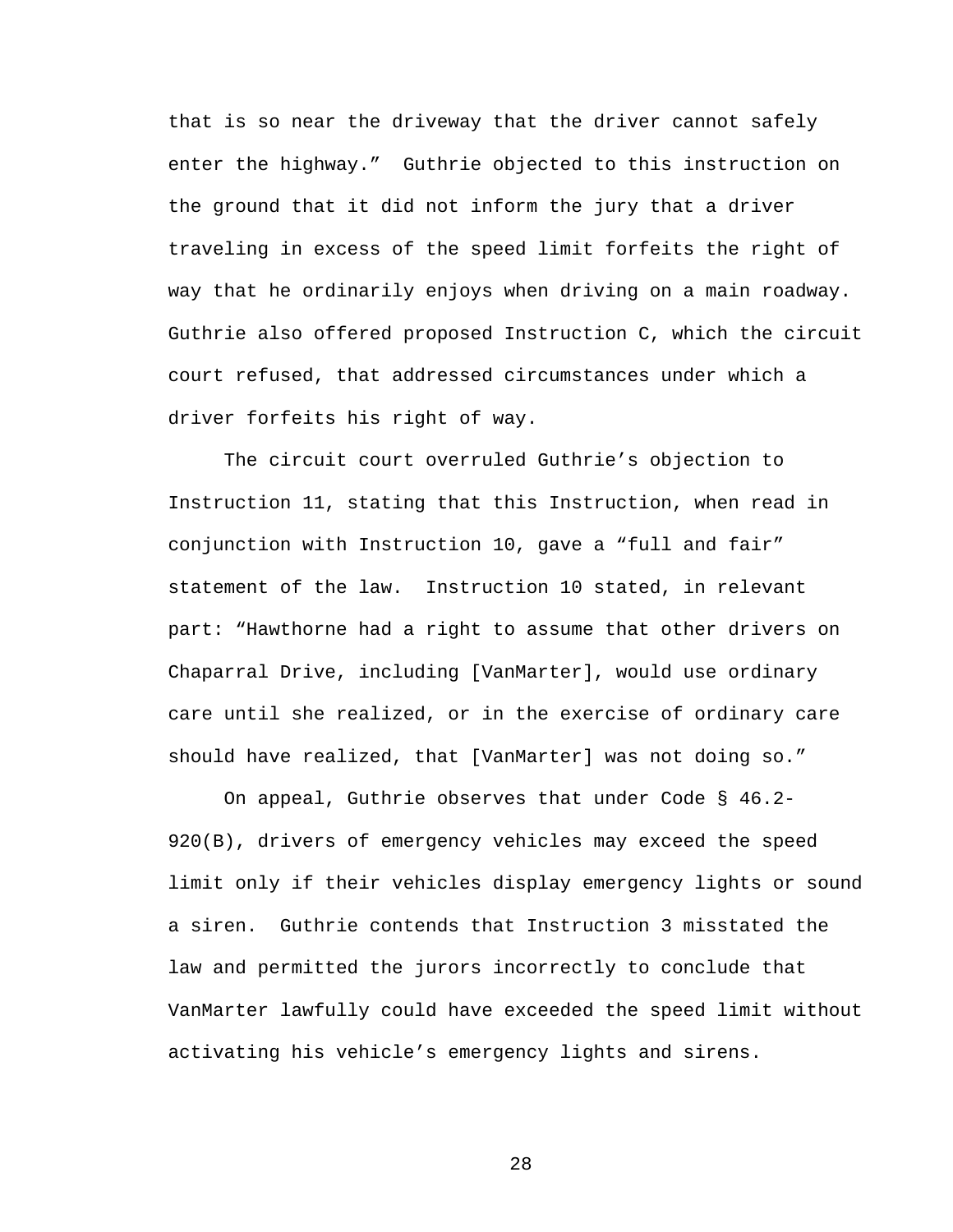that is so near the driveway that the driver cannot safely enter the highway." Guthrie objected to this instruction on the ground that it did not inform the jury that a driver traveling in excess of the speed limit forfeits the right of way that he ordinarily enjoys when driving on a main roadway. Guthrie also offered proposed Instruction C, which the circuit court refused, that addressed circumstances under which a driver forfeits his right of way.

The circuit court overruled Guthrie's objection to Instruction 11, stating that this Instruction, when read in conjunction with Instruction 10, gave a "full and fair" statement of the law. Instruction 10 stated, in relevant part: "Hawthorne had a right to assume that other drivers on Chaparral Drive, including [VanMarter], would use ordinary care until she realized, or in the exercise of ordinary care should have realized, that [VanMarter] was not doing so."

On appeal, Guthrie observes that under Code § 46.2-920(B), drivers of emergency vehicles may exceed the speed limit only if their vehicles display emergency lights or sound a siren. Guthrie contends that Instruction 3 misstated the law and permitted the jurors incorrectly to conclude that VanMarter lawfully could have exceeded the speed limit without activating his vehicle's emergency lights and sirens.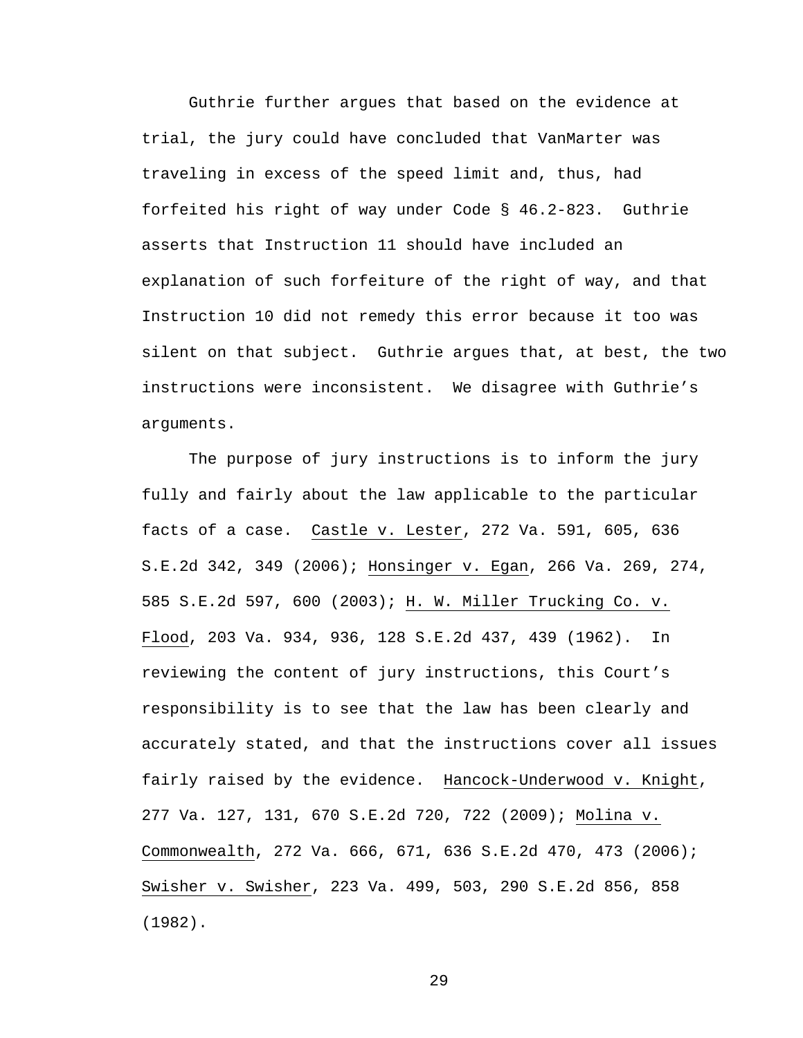Guthrie further argues that based on the evidence at trial, the jury could have concluded that VanMarter was traveling in excess of the speed limit and, thus, had forfeited his right of way under Code § 46.2-823. Guthrie asserts that Instruction 11 should have included an explanation of such forfeiture of the right of way, and that Instruction 10 did not remedy this error because it too was silent on that subject. Guthrie argues that, at best, the two instructions were inconsistent. We disagree with Guthrie's arguments.

The purpose of jury instructions is to inform the jury fully and fairly about the law applicable to the particular facts of a case. Castle v. Lester, 272 Va. 591, 605, 636 S.E.2d 342, 349 (2006); Honsinger v. Egan, 266 Va. 269, 274, 585 S.E.2d 597, 600 (2003); H. W. Miller Trucking Co. v. Flood, 203 Va. 934, 936, 128 S.E.2d 437, 439 (1962). In reviewing the content of jury instructions, this Court's responsibility is to see that the law has been clearly and accurately stated, and that the instructions cover all issues fairly raised by the evidence. Hancock-Underwood v. Knight, 277 Va. 127, 131, 670 S.E.2d 720, 722 (2009); Molina v. Commonwealth, 272 Va. 666, 671, 636 S.E.2d 470, 473 (2006); Swisher v. Swisher, 223 Va. 499, 503, 290 S.E.2d 856, 858 (1982).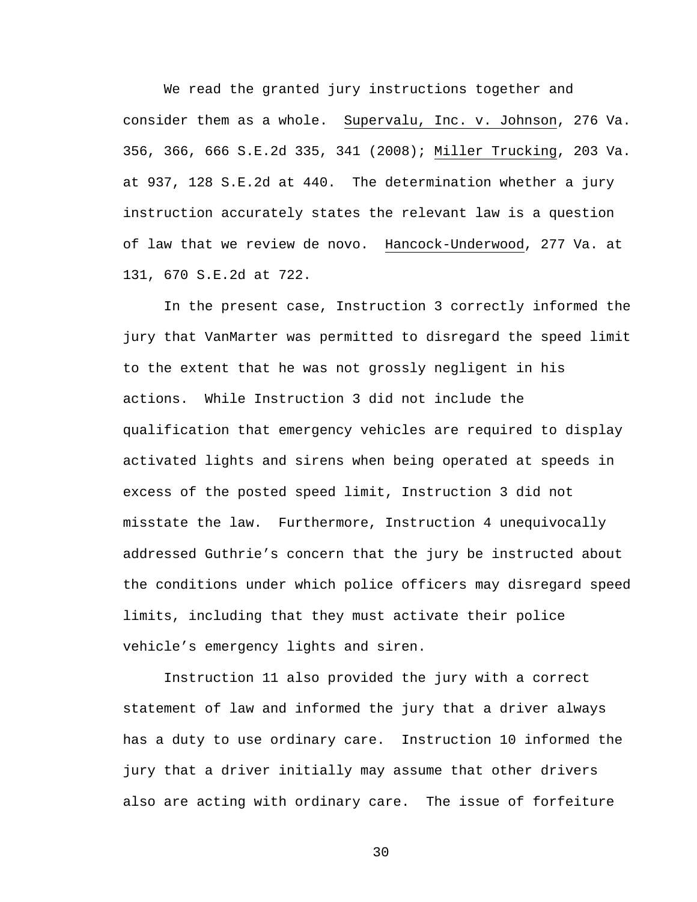We read the granted jury instructions together and consider them as a whole. Supervalu, Inc. v. Johnson, 276 Va. 356, 366, 666 S.E.2d 335, 341 (2008); Miller Trucking, 203 Va. at 937, 128 S.E.2d at 440. The determination whether a jury instruction accurately states the relevant law is a question of law that we review de novo. Hancock-Underwood, 277 Va. at 131, 670 S.E.2d at 722.

In the present case, Instruction 3 correctly informed the jury that VanMarter was permitted to disregard the speed limit to the extent that he was not grossly negligent in his actions. While Instruction 3 did not include the qualification that emergency vehicles are required to display activated lights and sirens when being operated at speeds in excess of the posted speed limit, Instruction 3 did not misstate the law. Furthermore, Instruction 4 unequivocally addressed Guthrie's concern that the jury be instructed about the conditions under which police officers may disregard speed limits, including that they must activate their police vehicle's emergency lights and siren.

Instruction 11 also provided the jury with a correct statement of law and informed the jury that a driver always has a duty to use ordinary care. Instruction 10 informed the jury that a driver initially may assume that other drivers also are acting with ordinary care. The issue of forfeiture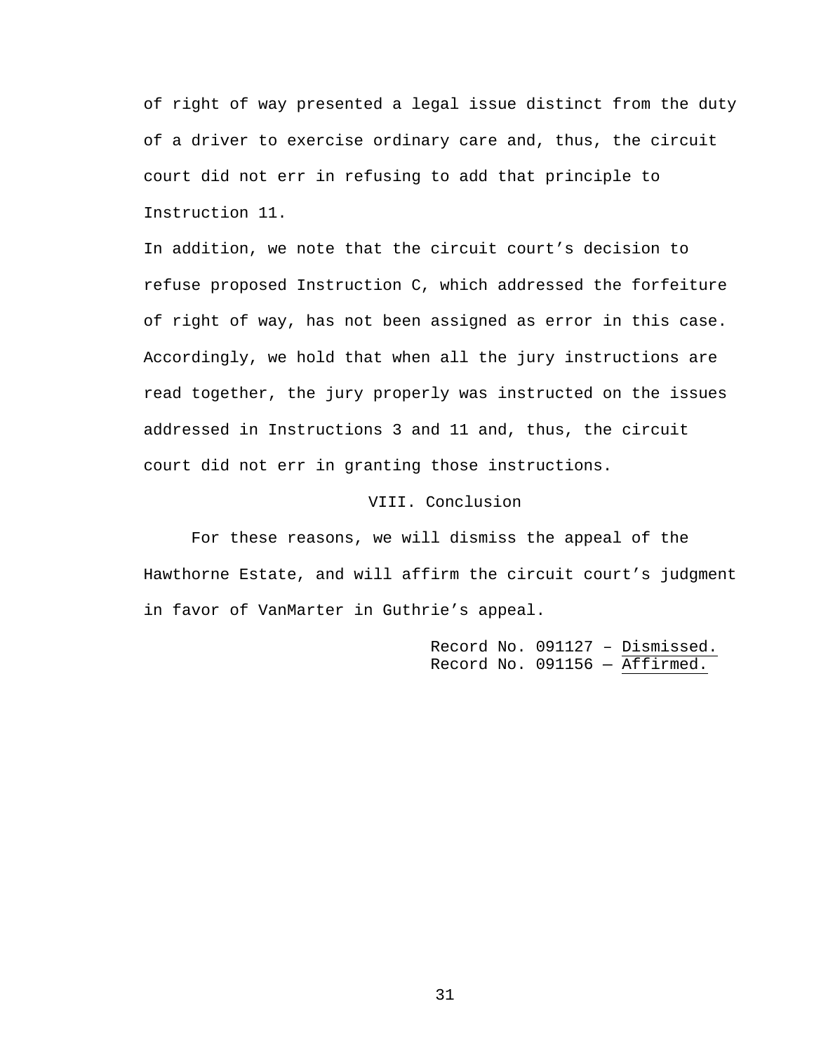of right of way presented a legal issue distinct from the duty of a driver to exercise ordinary care and, thus, the circuit court did not err in refusing to add that principle to Instruction 11.

In addition, we note that the circuit court's decision to refuse proposed Instruction C, which addressed the forfeiture of right of way, has not been assigned as error in this case. Accordingly, we hold that when all the jury instructions are read together, the jury properly was instructed on the issues addressed in Instructions 3 and 11 and, thus, the circuit court did not err in granting those instructions.

## VIII. Conclusion

For these reasons, we will dismiss the appeal of the Hawthorne Estate, and will affirm the circuit court's judgment in favor of VanMarter in Guthrie's appeal.

Record No. 091127 – Dismissed.
Record No. 091156 — Affirmed.